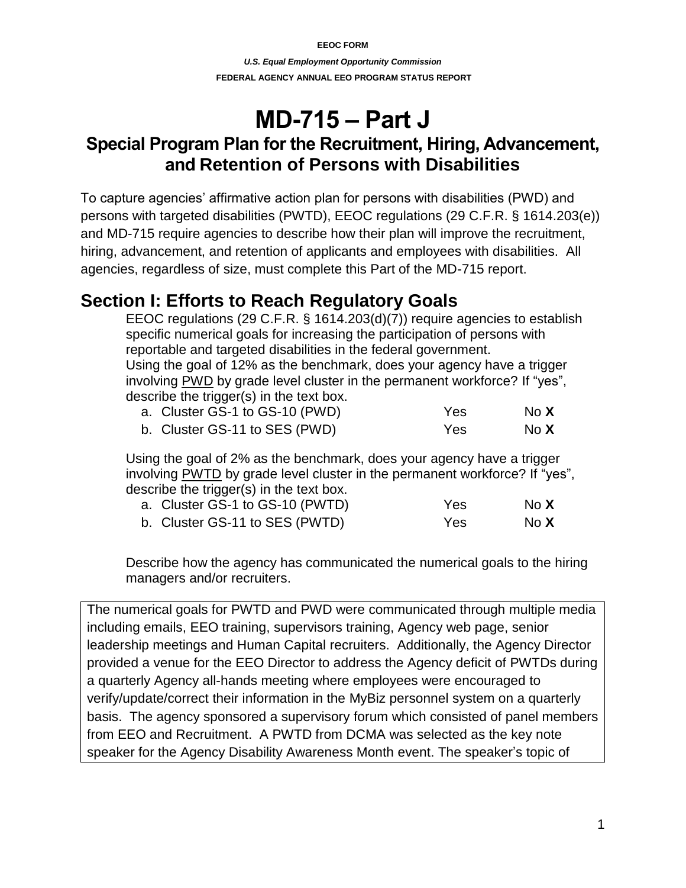**EEOC FORM**

***U.S. Equal Employment Opportunity Commission***

**FEDERAL AGENCY ANNUAL EEO PROGRAM STATUS REPORT**

# MD-715 – Part J

## Special Program Plan for the Recruitment, Hiring, Advancement, and Retention of Persons with Disabilities

To capture agencies' affirmative action plan for persons with disabilities (PWD) and persons with targeted disabilities (PWTD), EEOC regulations (29 C.F.R. § 1614.203(e)) and MD-715 require agencies to describe how their plan will improve the recruitment, hiring, advancement, and retention of applicants and employees with disabilities. All agencies, regardless of size, must complete this Part of the MD-715 report.

## Section I: Efforts to Reach Regulatory Goals

EEOC regulations (29 C.F.R. § 1614.203(d)(7)) require agencies to establish specific numerical goals for increasing the participation of persons with reportable and targeted disabilities in the federal government.

Using the goal of 12% as the benchmark, does your agency have a trigger involving PWD by grade level cluster in the permanent workforce? If "yes", describe the trigger(s) in the text box.

| | | |
|---|---|---|
| a. Cluster GS-1 to GS-10 (PWD) | Yes | No **X** |
| b. Cluster GS-11 to SES (PWD) | Yes | No **X** |

Using the goal of 2% as the benchmark, does your agency have a trigger involving PWTD by grade level cluster in the permanent workforce? If "yes", describe the trigger(s) in the text box.

| | | |
|---|---|---|
| a. Cluster GS-1 to GS-10 (PWTD) | Yes | No **X** |
| b. Cluster GS-11 to SES (PWTD) | Yes | No **X** |

Describe how the agency has communicated the numerical goals to the hiring managers and/or recruiters.

The numerical goals for PWTD and PWD were communicated through multiple media including emails, EEO training, supervisors training, Agency web page, senior leadership meetings and Human Capital recruiters. Additionally, the Agency Director provided a venue for the EEO Director to address the Agency deficit of PWTDs during a quarterly Agency all-hands meeting where employees were encouraged to verify/update/correct their information in the MyBiz personnel system on a quarterly basis. The agency sponsored a supervisory forum which consisted of panel members from EEO and Recruitment. A PWTD from DCMA was selected as the key note speaker for the Agency Disability Awareness Month event. The speaker's topic of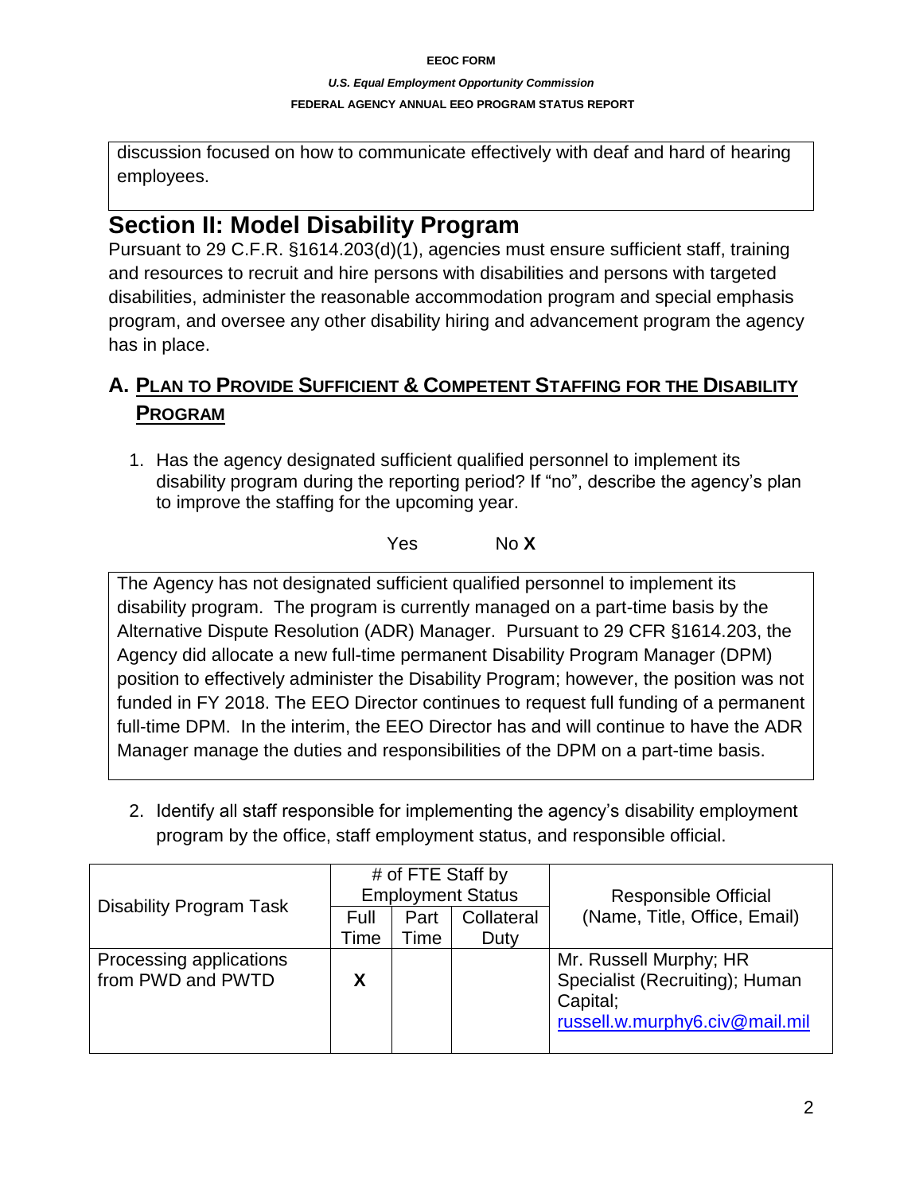discussion focused on how to communicate effectively with deaf and hard of hearing employees.

# Section II: Model Disability Program

Pursuant to 29 C.F.R. §1614.203(d)(1), agencies must ensure sufficient staff, training and resources to recruit and hire persons with disabilities and persons with targeted disabilities, administer the reasonable accommodation program and special emphasis program, and oversee any other disability hiring and advancement program the agency has in place.

## A. PLAN TO PROVIDE SUFFICIENT & COMPETENT STAFFING FOR THE DISABILITY PROGRAM

1. Has the agency designated sufficient qualified personnel to implement its disability program during the reporting period? If "no", describe the agency's plan to improve the staffing for the upcoming year.

   Yes No **X**

The Agency has not designated sufficient qualified personnel to implement its disability program. The program is currently managed on a part-time basis by the Alternative Dispute Resolution (ADR) Manager. Pursuant to 29 CFR §1614.203, the Agency did allocate a new full-time permanent Disability Program Manager (DPM) position to effectively administer the Disability Program; however, the position was not funded in FY 2018. The EEO Director continues to request full funding of a permanent full-time DPM. In the interim, the EEO Director has and will continue to have the ADR Manager manage the duties and responsibilities of the DPM on a part-time basis.

2. Identify all staff responsible for implementing the agency's disability employment program by the office, staff employment status, and responsible official.

| Disability Program Task | # of FTE Staff by Employment Status | | | Responsible Official (Name, Title, Office, Email) |
|---|---|---|---|---|
| | Full Time | Part Time | Collateral Duty | |
| Processing applications from PWD and PWTD | **X** | | | Mr. Russell Murphy; HR Specialist (Recruiting); Human Capital; russell.w.murphy6.civ@mail.mil |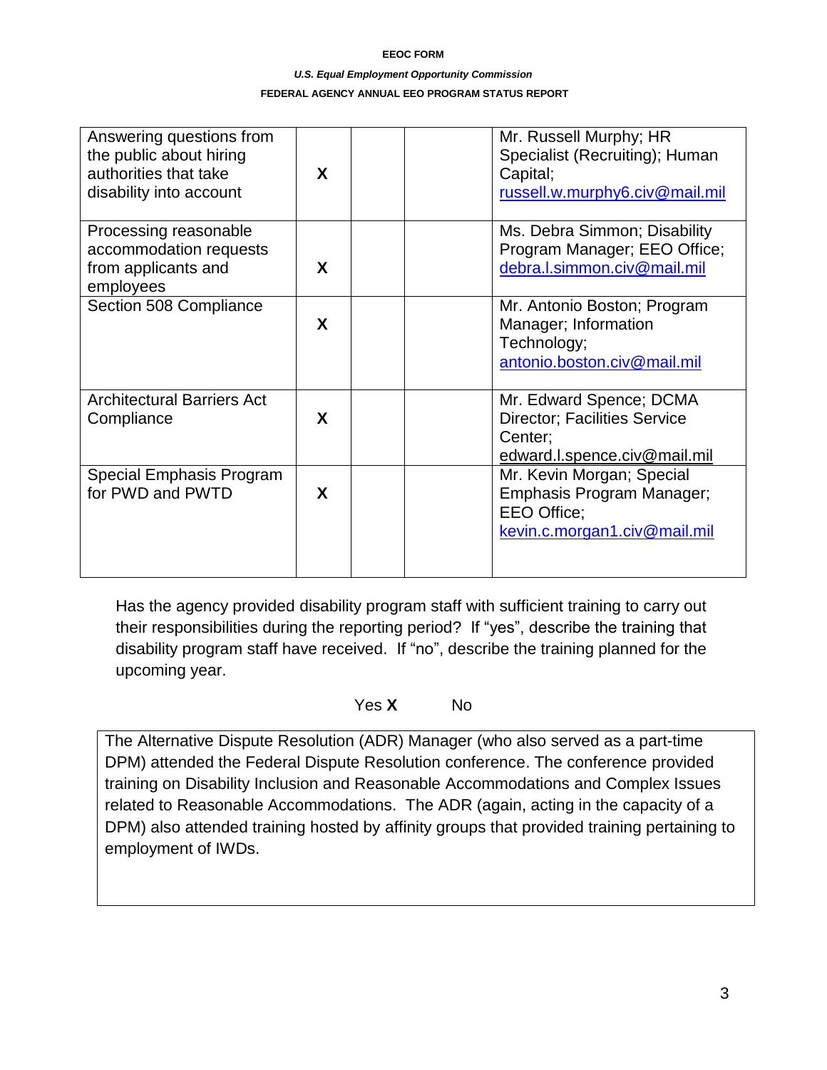| | | | | |
|---|---|---|---|---|
| Answering questions from the public about hiring authorities that take disability into account | **X** | | | Mr. Russell Murphy; HR Specialist (Recruiting); Human Capital; russell.w.murphy6.civ@mail.mil |
| Processing reasonable accommodation requests from applicants and employees | **X** | | | Ms. Debra Simmon; Disability Program Manager; EEO Office; debra.l.simmon.civ@mail.mil |
| Section 508 Compliance | **X** | | | Mr. Antonio Boston; Program Manager; Information Technology; antonio.boston.civ@mail.mil |
| Architectural Barriers Act Compliance | **X** | | | Mr. Edward Spence; DCMA Director; Facilities Service Center; edward.l.spence.civ@mail.mil |
| Special Emphasis Program for PWD and PWTD | **X** | | | Mr. Kevin Morgan; Special Emphasis Program Manager; EEO Office; kevin.c.morgan1.civ@mail.mil |

Has the agency provided disability program staff with sufficient training to carry out their responsibilities during the reporting period? If "yes", describe the training that disability program staff have received. If "no", describe the training planned for the upcoming year.

Yes **X** No

The Alternative Dispute Resolution (ADR) Manager (who also served as a part-time DPM) attended the Federal Dispute Resolution conference. The conference provided training on Disability Inclusion and Reasonable Accommodations and Complex Issues related to Reasonable Accommodations. The ADR (again, acting in the capacity of a DPM) also attended training hosted by affinity groups that provided training pertaining to employment of IWDs.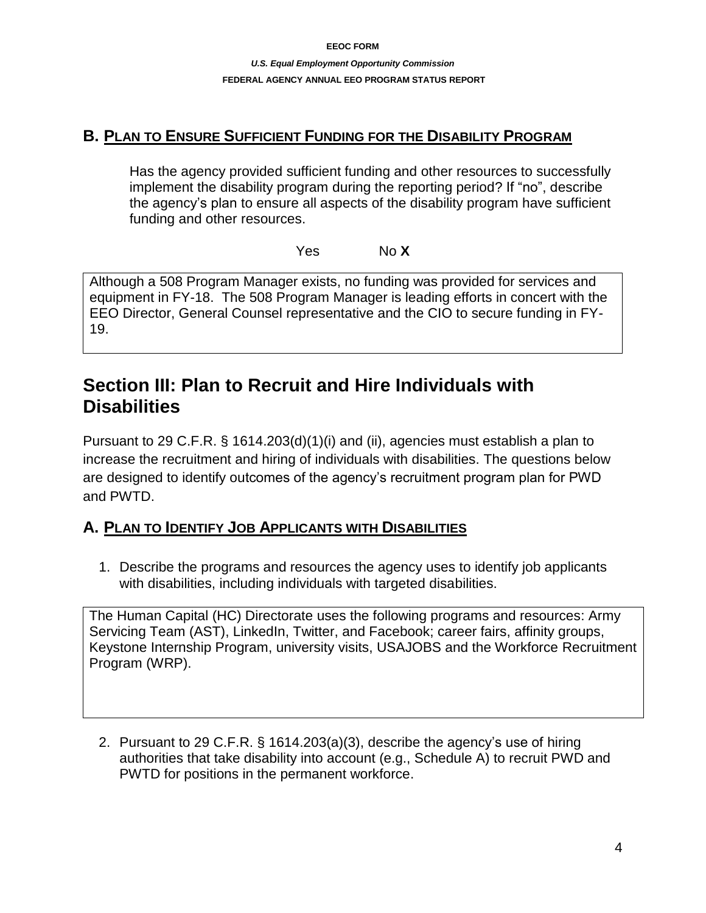## B. PLAN TO ENSURE SUFFICIENT FUNDING FOR THE DISABILITY PROGRAM

Has the agency provided sufficient funding and other resources to successfully implement the disability program during the reporting period? If "no", describe the agency's plan to ensure all aspects of the disability program have sufficient funding and other resources.

Yes No **X**

Although a 508 Program Manager exists, no funding was provided for services and equipment in FY-18. The 508 Program Manager is leading efforts in concert with the EEO Director, General Counsel representative and the CIO to secure funding in FY-19.

# Section III: Plan to Recruit and Hire Individuals with Disabilities

Pursuant to 29 C.F.R. § 1614.203(d)(1)(i) and (ii), agencies must establish a plan to increase the recruitment and hiring of individuals with disabilities. The questions below are designed to identify outcomes of the agency's recruitment program plan for PWD and PWTD.

## A. PLAN TO IDENTIFY JOB APPLICANTS WITH DISABILITIES

1. Describe the programs and resources the agency uses to identify job applicants with disabilities, including individuals with targeted disabilities.

The Human Capital (HC) Directorate uses the following programs and resources: Army Servicing Team (AST), LinkedIn, Twitter, and Facebook; career fairs, affinity groups, Keystone Internship Program, university visits, USAJOBS and the Workforce Recruitment Program (WRP).

2. Pursuant to 29 C.F.R. § 1614.203(a)(3), describe the agency's use of hiring authorities that take disability into account (e.g., Schedule A) to recruit PWD and PWTD for positions in the permanent workforce.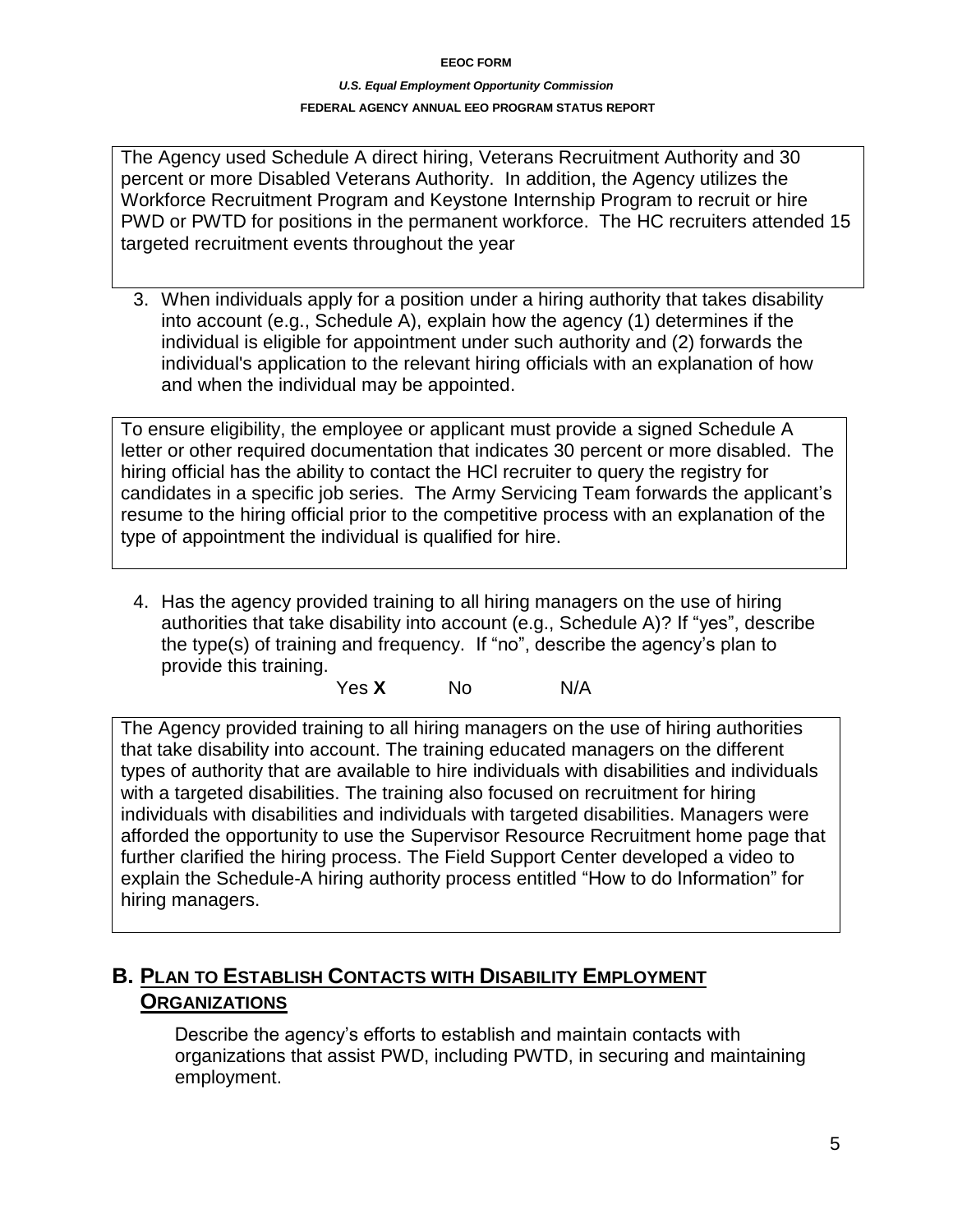The Agency used Schedule A direct hiring, Veterans Recruitment Authority and 30 percent or more Disabled Veterans Authority. In addition, the Agency utilizes the Workforce Recruitment Program and Keystone Internship Program to recruit or hire PWD or PWTD for positions in the permanent workforce. The HC recruiters attended 15 targeted recruitment events throughout the year

3. When individuals apply for a position under a hiring authority that takes disability into account (e.g., Schedule A), explain how the agency (1) determines if the individual is eligible for appointment under such authority and (2) forwards the individual's application to the relevant hiring officials with an explanation of how and when the individual may be appointed.

To ensure eligibility, the employee or applicant must provide a signed Schedule A letter or other required documentation that indicates 30 percent or more disabled. The hiring official has the ability to contact the HCl recruiter to query the registry for candidates in a specific job series. The Army Servicing Team forwards the applicant's resume to the hiring official prior to the competitive process with an explanation of the type of appointment the individual is qualified for hire.

4. Has the agency provided training to all hiring managers on the use of hiring authorities that take disability into account (e.g., Schedule A)? If "yes", describe the type(s) of training and frequency. If "no", describe the agency's plan to provide this training.

   Yes **X** No N/A

The Agency provided training to all hiring managers on the use of hiring authorities that take disability into account. The training educated managers on the different types of authority that are available to hire individuals with disabilities and individuals with a targeted disabilities. The training also focused on recruitment for hiring individuals with disabilities and individuals with targeted disabilities. Managers were afforded the opportunity to use the Supervisor Resource Recruitment home page that further clarified the hiring process. The Field Support Center developed a video to explain the Schedule-A hiring authority process entitled "How to do Information" for hiring managers.

## B. Plan to Establish Contacts with Disability Employment Organizations

Describe the agency's efforts to establish and maintain contacts with organizations that assist PWD, including PWTD, in securing and maintaining employment.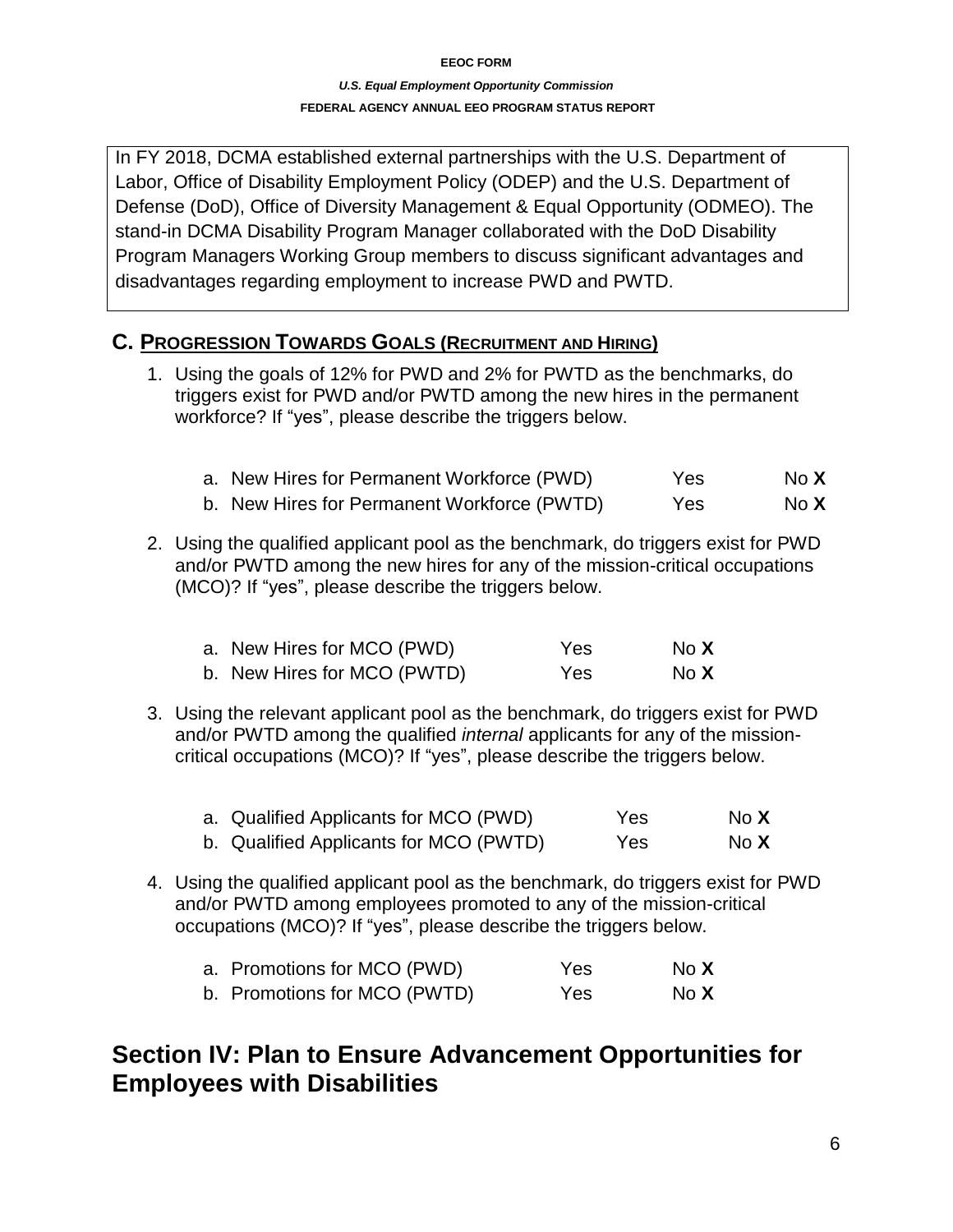In FY 2018, DCMA established external partnerships with the U.S. Department of Labor, Office of Disability Employment Policy (ODEP) and the U.S. Department of Defense (DoD), Office of Diversity Management & Equal Opportunity (ODMEO). The stand-in DCMA Disability Program Manager collaborated with the DoD Disability Program Managers Working Group members to discuss significant advantages and disadvantages regarding employment to increase PWD and PWTD.

## C. Progression Towards Goals (Recruitment and Hiring)

1. Using the goals of 12% for PWD and 2% for PWTD as the benchmarks, do triggers exist for PWD and/or PWTD among the new hires in the permanent workforce? If "yes", please describe the triggers below.

    a. New Hires for Permanent Workforce (PWD) Yes No **X**
    b. New Hires for Permanent Workforce (PWTD) Yes No **X**

2. Using the qualified applicant pool as the benchmark, do triggers exist for PWD and/or PWTD among the new hires for any of the mission-critical occupations (MCO)? If "yes", please describe the triggers below.

    a. New Hires for MCO (PWD) Yes No **X**
    b. New Hires for MCO (PWTD) Yes No **X**

3. Using the relevant applicant pool as the benchmark, do triggers exist for PWD and/or PWTD among the qualified *internal* applicants for any of the mission-critical occupations (MCO)? If "yes", please describe the triggers below.

    a. Qualified Applicants for MCO (PWD) Yes No **X**
    b. Qualified Applicants for MCO (PWTD) Yes No **X**

4. Using the qualified applicant pool as the benchmark, do triggers exist for PWD and/or PWTD among employees promoted to any of the mission-critical occupations (MCO)? If "yes", please describe the triggers below.

    a. Promotions for MCO (PWD) Yes No **X**
    b. Promotions for MCO (PWTD) Yes No **X**

# Section IV: Plan to Ensure Advancement Opportunities for Employees with Disabilities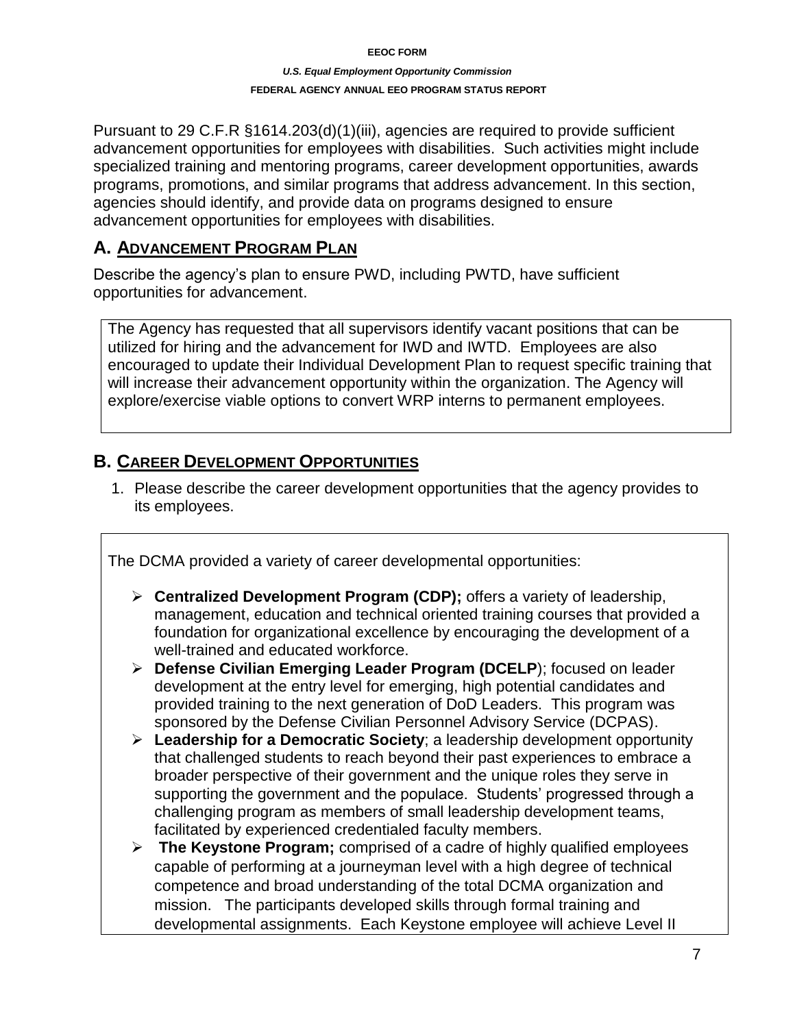Pursuant to 29 C.F.R §1614.203(d)(1)(iii), agencies are required to provide sufficient advancement opportunities for employees with disabilities. Such activities might include specialized training and mentoring programs, career development opportunities, awards programs, promotions, and similar programs that address advancement. In this section, agencies should identify, and provide data on programs designed to ensure advancement opportunities for employees with disabilities.

## A. ADVANCEMENT PROGRAM PLAN

Describe the agency's plan to ensure PWD, including PWTD, have sufficient opportunities for advancement.

The Agency has requested that all supervisors identify vacant positions that can be utilized for hiring and the advancement for IWD and IWTD. Employees are also encouraged to update their Individual Development Plan to request specific training that will increase their advancement opportunity within the organization. The Agency will explore/exercise viable options to convert WRP interns to permanent employees.

## B. CAREER DEVELOPMENT OPPORTUNITIES

1. Please describe the career development opportunities that the agency provides to its employees.

The DCMA provided a variety of career developmental opportunities:

- **Centralized Development Program (CDP);** offers a variety of leadership, management, education and technical oriented training courses that provided a foundation for organizational excellence by encouraging the development of a well-trained and educated workforce.
- **Defense Civilian Emerging Leader Program (DCELP**); focused on leader development at the entry level for emerging, high potential candidates and provided training to the next generation of DoD Leaders. This program was sponsored by the Defense Civilian Personnel Advisory Service (DCPAS).
- **Leadership for a Democratic Society**; a leadership development opportunity that challenged students to reach beyond their past experiences to embrace a broader perspective of their government and the unique roles they serve in supporting the government and the populace. Students' progressed through a challenging program as members of small leadership development teams, facilitated by experienced credentialed faculty members.
- **The Keystone Program;** comprised of a cadre of highly qualified employees capable of performing at a journeyman level with a high degree of technical competence and broad understanding of the total DCMA organization and mission. The participants developed skills through formal training and developmental assignments. Each Keystone employee will achieve Level II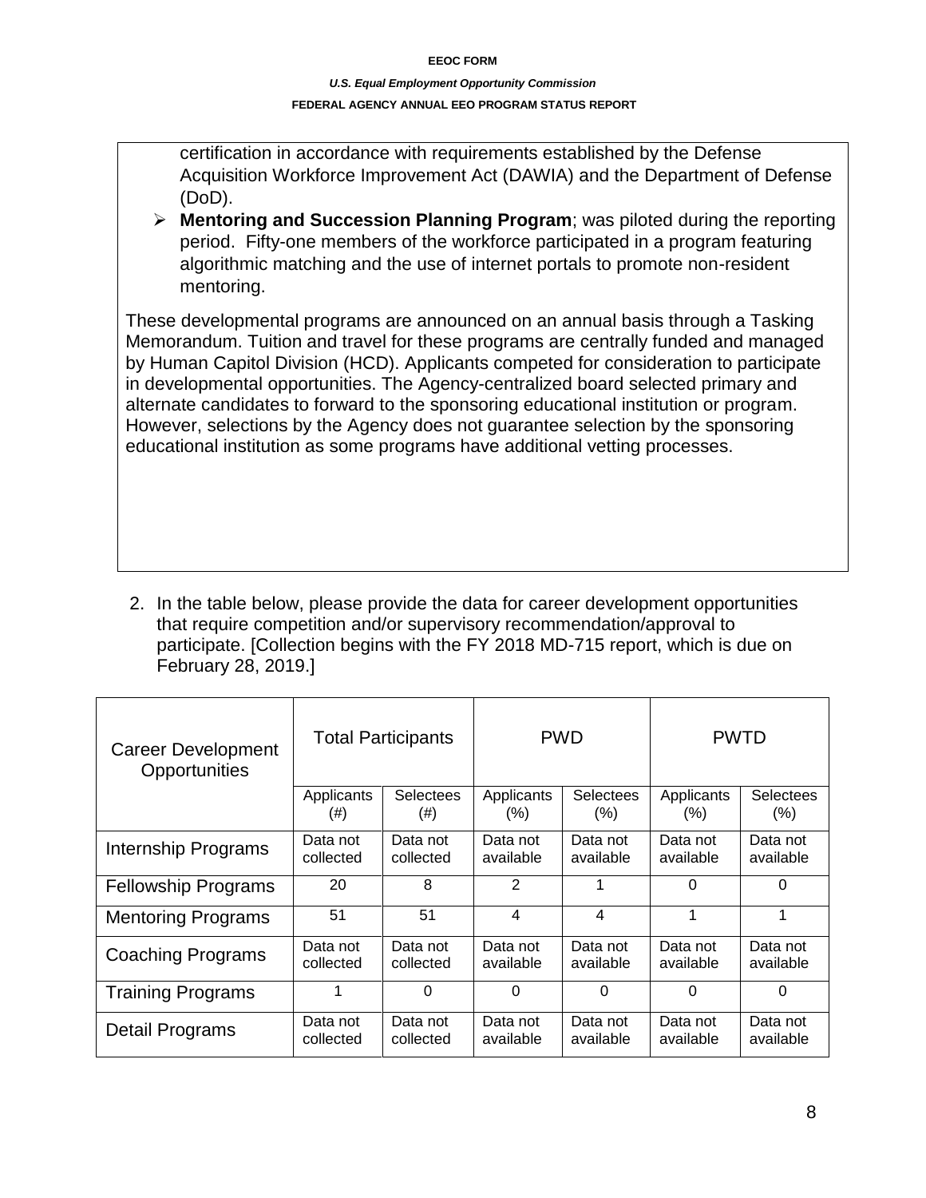certification in accordance with requirements established by the Defense Acquisition Workforce Improvement Act (DAWIA) and the Department of Defense (DoD).

- **Mentoring and Succession Planning Program**; was piloted during the reporting period. Fifty-one members of the workforce participated in a program featuring algorithmic matching and the use of internet portals to promote non-resident mentoring.

These developmental programs are announced on an annual basis through a Tasking Memorandum. Tuition and travel for these programs are centrally funded and managed by Human Capitol Division (HCD). Applicants competed for consideration to participate in developmental opportunities. The Agency-centralized board selected primary and alternate candidates to forward to the sponsoring educational institution or program. However, selections by the Agency does not guarantee selection by the sponsoring educational institution as some programs have additional vetting processes.

2. In the table below, please provide the data for career development opportunities that require competition and/or supervisory recommendation/approval to participate. [Collection begins with the FY 2018 MD-715 report, which is due on February 28, 2019.]

| Career Development Opportunities | Total Participants | | PWD | | PWTD | |
|---|---|---|---|---|---|---|
| | Applicants (#) | Selectees (#) | Applicants (%) | Selectees (%) | Applicants (%) | Selectees (%) |
| Internship Programs | Data not collected | Data not collected | Data not available | Data not available | Data not available | Data not available |
| Fellowship Programs | 20 | 8 | 2 | 1 | 0 | 0 |
| Mentoring Programs | 51 | 51 | 4 | 4 | 1 | 1 |
| Coaching Programs | Data not collected | Data not collected | Data not available | Data not available | Data not available | Data not available |
| Training Programs | 1 | 0 | 0 | 0 | 0 | 0 |
| Detail Programs | Data not collected | Data not collected | Data not available | Data not available | Data not available | Data not available |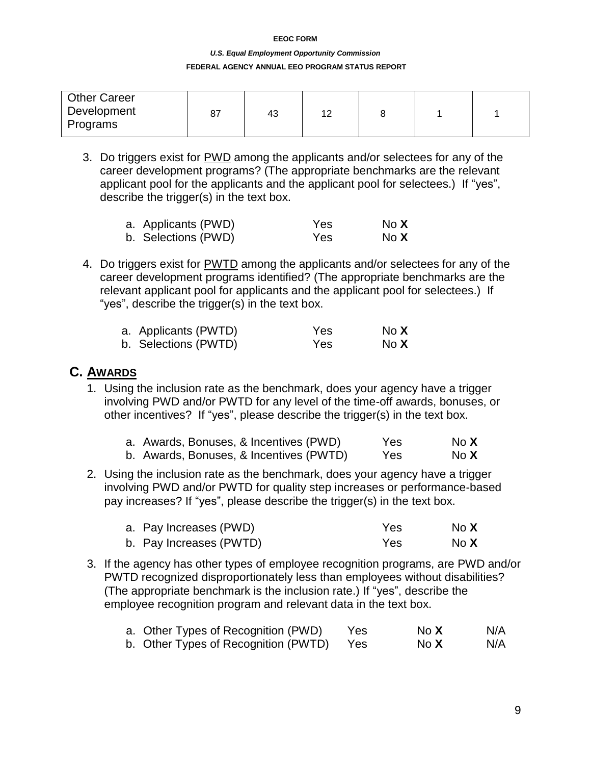| | | | | | | |
|---|---|---|---|---|---|---|
| Other Career Development Programs | 87 | 43 | 12 | 8 | 1 | 1 |

3. Do triggers exist for PWD among the applicants and/or selectees for any of the career development programs? (The appropriate benchmarks are the relevant applicant pool for the applicants and the applicant pool for selectees.) If "yes", describe the trigger(s) in the text box.

   a. Applicants (PWD) Yes No **X**
   b. Selections (PWD) Yes No **X**

4. Do triggers exist for PWTD among the applicants and/or selectees for any of the career development programs identified? (The appropriate benchmarks are the relevant applicant pool for applicants and the applicant pool for selectees.) If "yes", describe the trigger(s) in the text box.

   a. Applicants (PWTD) Yes No **X**
   b. Selections (PWTD) Yes No **X**

## C. AWARDS

1. Using the inclusion rate as the benchmark, does your agency have a trigger involving PWD and/or PWTD for any level of the time-off awards, bonuses, or other incentives? If "yes", please describe the trigger(s) in the text box.

   a. Awards, Bonuses, & Incentives (PWD) Yes No **X**
   b. Awards, Bonuses, & Incentives (PWTD) Yes No **X**

2. Using the inclusion rate as the benchmark, does your agency have a trigger involving PWD and/or PWTD for quality step increases or performance-based pay increases? If "yes", please describe the trigger(s) in the text box.

   a. Pay Increases (PWD) Yes No **X**
   b. Pay Increases (PWTD) Yes No **X**

3. If the agency has other types of employee recognition programs, are PWD and/or PWTD recognized disproportionately less than employees without disabilities? (The appropriate benchmark is the inclusion rate.) If "yes", describe the employee recognition program and relevant data in the text box.

   a. Other Types of Recognition (PWD) Yes No **X** N/A
   b. Other Types of Recognition (PWTD) Yes No **X** N/A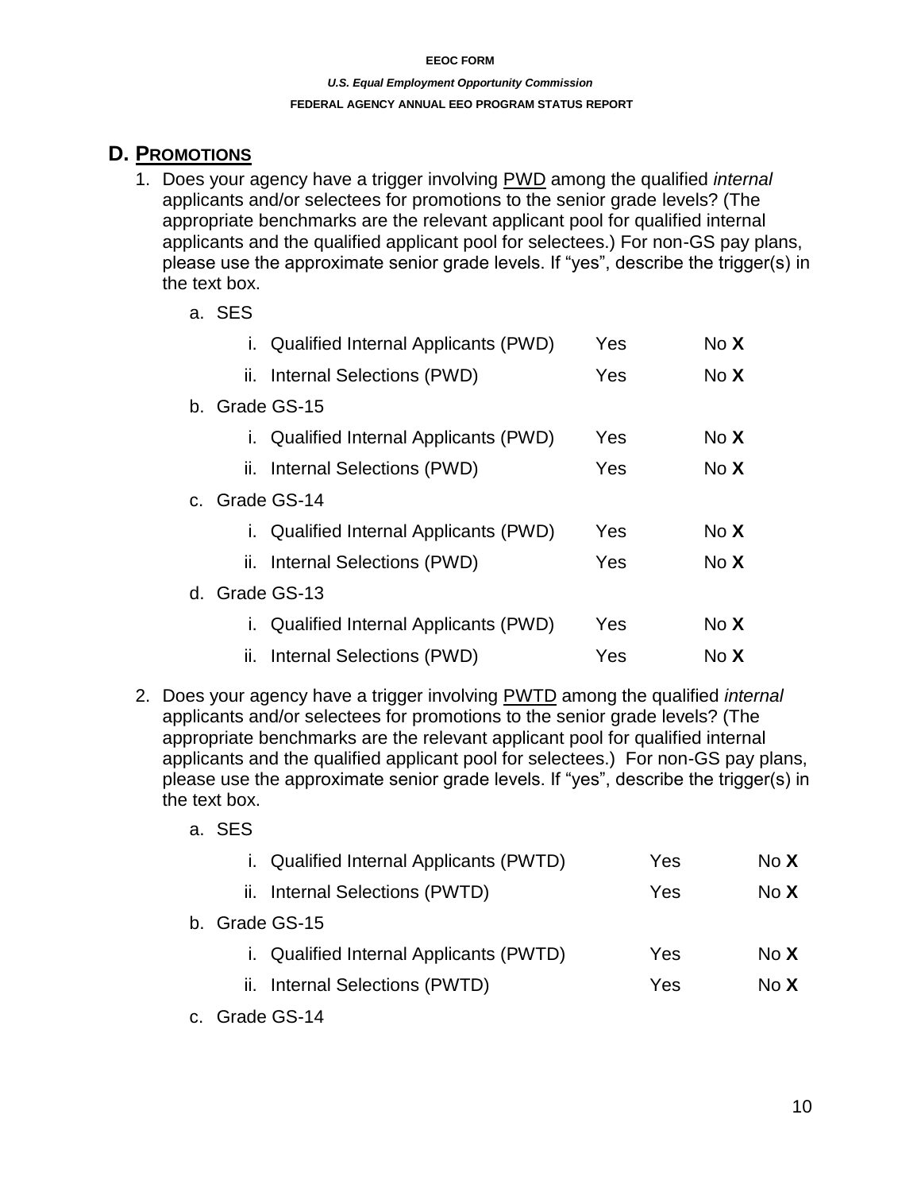## D. Promotions

1. Does your agency have a trigger involving PWD among the qualified *internal* applicants and/or selectees for promotions to the senior grade levels? (The appropriate benchmarks are the relevant applicant pool for qualified internal applicants and the qualified applicant pool for selectees.) For non-GS pay plans, please use the approximate senior grade levels. If "yes", describe the trigger(s) in the text box.

   a. SES

      i. Qualified Internal Applicants (PWD) Yes No **X**

      ii. Internal Selections (PWD) Yes No **X**

   b. Grade GS-15

      i. Qualified Internal Applicants (PWD) Yes No **X**

      ii. Internal Selections (PWD) Yes No **X**

   c. Grade GS-14

      i. Qualified Internal Applicants (PWD) Yes No **X**

      ii. Internal Selections (PWD) Yes No **X**

   d. Grade GS-13

      i. Qualified Internal Applicants (PWD) Yes No **X**

      ii. Internal Selections (PWD) Yes No **X**

2. Does your agency have a trigger involving PWTD among the qualified *internal* applicants and/or selectees for promotions to the senior grade levels? (The appropriate benchmarks are the relevant applicant pool for qualified internal applicants and the qualified applicant pool for selectees.) For non-GS pay plans, please use the approximate senior grade levels. If "yes", describe the trigger(s) in the text box.

   a. SES

      i. Qualified Internal Applicants (PWTD) Yes No **X**

      ii. Internal Selections (PWTD) Yes No **X**

   b. Grade GS-15

      i. Qualified Internal Applicants (PWTD) Yes No **X**

      ii. Internal Selections (PWTD) Yes No **X**

   c. Grade GS-14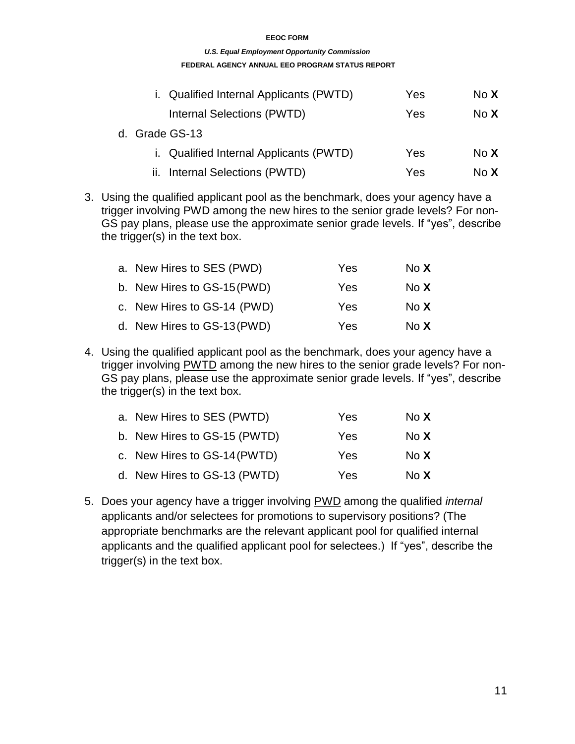i. Qualified Internal Applicants (PWTD) Yes No **X**

Internal Selections (PWTD) Yes No **X**

d. Grade GS-13

i. Qualified Internal Applicants (PWTD) Yes No **X**

ii. Internal Selections (PWTD) Yes No **X**

3. Using the qualified applicant pool as the benchmark, does your agency have a trigger involving PWD among the new hires to the senior grade levels? For non-GS pay plans, please use the approximate senior grade levels. If "yes", describe the trigger(s) in the text box.

   a. New Hires to SES (PWD) Yes No **X**

   b. New Hires to GS-15 (PWD) Yes No **X**

   c. New Hires to GS-14 (PWD) Yes No **X**

   d. New Hires to GS-13 (PWD) Yes No **X**

4. Using the qualified applicant pool as the benchmark, does your agency have a trigger involving PWTD among the new hires to the senior grade levels? For non-GS pay plans, please use the approximate senior grade levels. If "yes", describe the trigger(s) in the text box.

   a. New Hires to SES (PWTD) Yes No **X**

   b. New Hires to GS-15 (PWTD) Yes No **X**

   c. New Hires to GS-14 (PWTD) Yes No **X**

   d. New Hires to GS-13 (PWTD) Yes No **X**

5. Does your agency have a trigger involving PWD among the qualified *internal* applicants and/or selectees for promotions to supervisory positions? (The appropriate benchmarks are the relevant applicant pool for qualified internal applicants and the qualified applicant pool for selectees.) If "yes", describe the trigger(s) in the text box.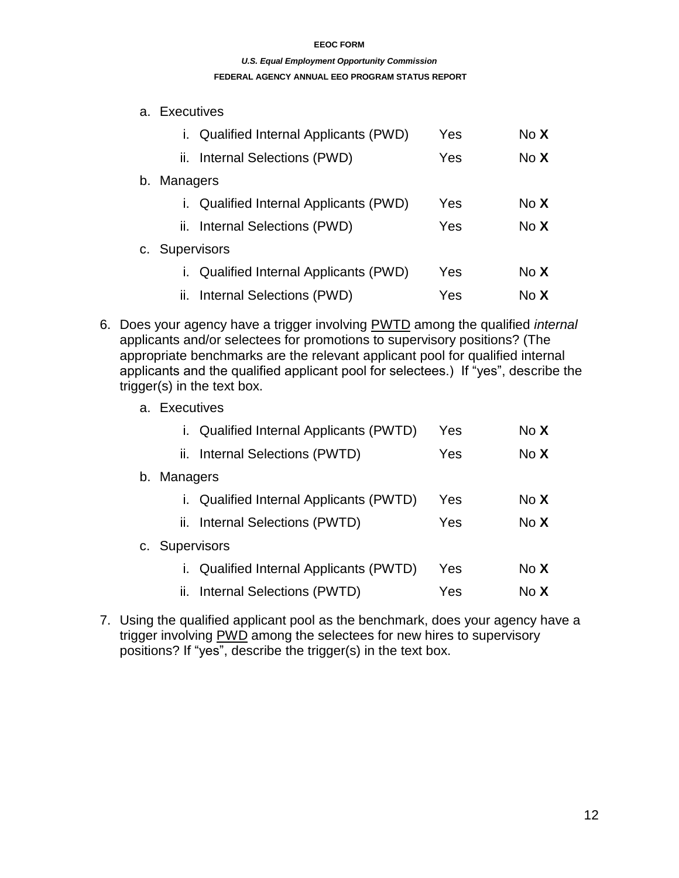a. Executives

| | | |
|---|---|---|
| i. Qualified Internal Applicants (PWD) | Yes | No **X** |
| ii. Internal Selections (PWD) | Yes | No **X** |

b. Managers

| | | |
|---|---|---|
| i. Qualified Internal Applicants (PWD) | Yes | No **X** |
| ii. Internal Selections (PWD) | Yes | No **X** |

c. Supervisors

| | | |
|---|---|---|
| i. Qualified Internal Applicants (PWD) | Yes | No **X** |
| ii. Internal Selections (PWD) | Yes | No **X** |

6. Does your agency have a trigger involving <u>PWTD</u> among the qualified *internal* applicants and/or selectees for promotions to supervisory positions? (The appropriate benchmarks are the relevant applicant pool for qualified internal applicants and the qualified applicant pool for selectees.) If "yes", describe the trigger(s) in the text box.

a. Executives

| | | |
|---|---|---|
| i. Qualified Internal Applicants (PWTD) | Yes | No **X** |
| ii. Internal Selections (PWTD) | Yes | No **X** |

b. Managers

| | | |
|---|---|---|
| i. Qualified Internal Applicants (PWTD) | Yes | No **X** |
| ii. Internal Selections (PWTD) | Yes | No **X** |

c. Supervisors

| | | |
|---|---|---|
| i. Qualified Internal Applicants (PWTD) | Yes | No **X** |
| ii. Internal Selections (PWTD) | Yes | No **X** |

7. Using the qualified applicant pool as the benchmark, does your agency have a trigger involving <u>PWD</u> among the selectees for new hires to supervisory positions? If "yes", describe the trigger(s) in the text box.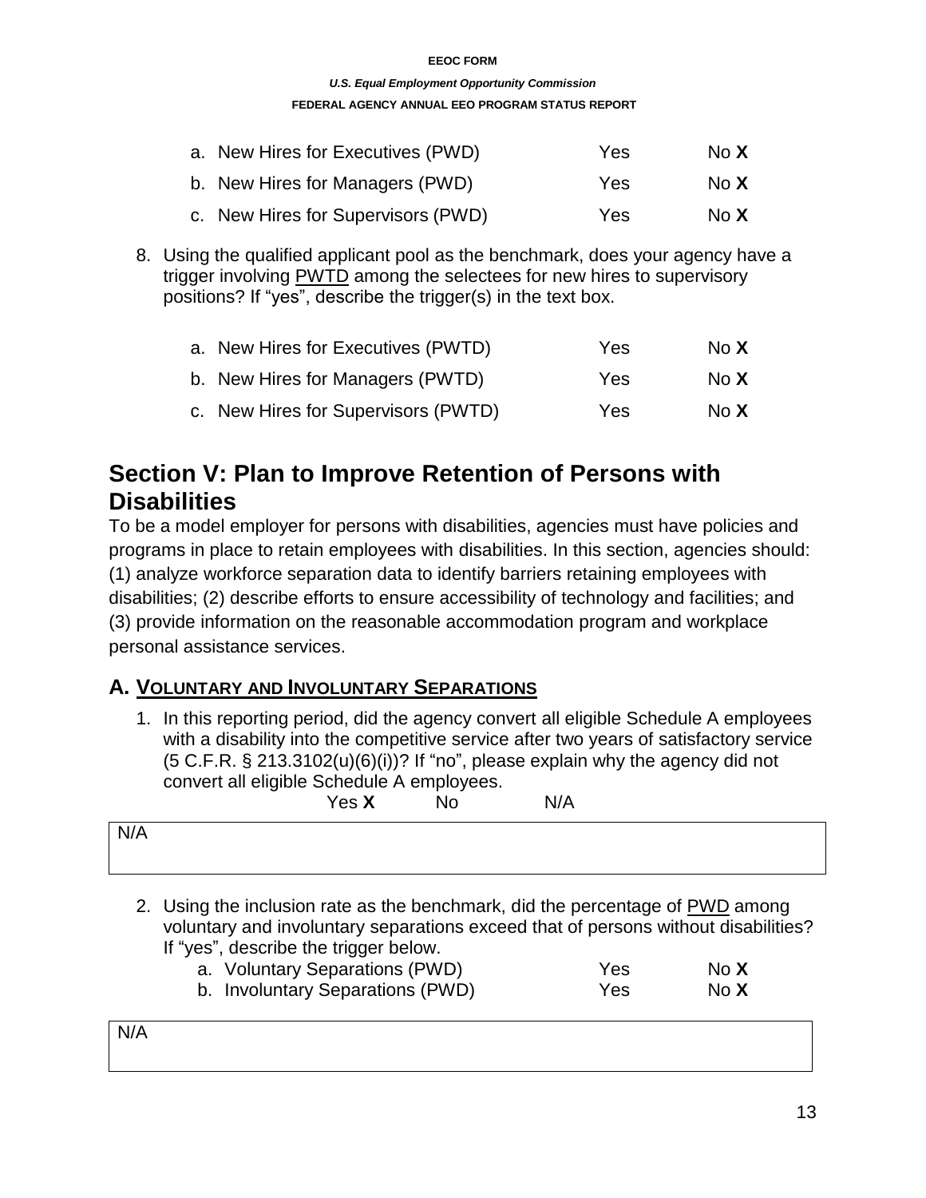| | | |
|---|---|---|
| a. New Hires for Executives (PWD) | Yes | No **X** |
| b. New Hires for Managers (PWD) | Yes | No **X** |
| c. New Hires for Supervisors (PWD) | Yes | No **X** |

8. Using the qualified applicant pool as the benchmark, does your agency have a trigger involving PWTD among the selectees for new hires to supervisory positions? If "yes", describe the trigger(s) in the text box.

| | | |
|---|---|---|
| a. New Hires for Executives (PWTD) | Yes | No **X** |
| b. New Hires for Managers (PWTD) | Yes | No **X** |
| c. New Hires for Supervisors (PWTD) | Yes | No **X** |

# Section V: Plan to Improve Retention of Persons with Disabilities

To be a model employer for persons with disabilities, agencies must have policies and programs in place to retain employees with disabilities. In this section, agencies should: (1) analyze workforce separation data to identify barriers retaining employees with disabilities; (2) describe efforts to ensure accessibility of technology and facilities; and (3) provide information on the reasonable accommodation program and workplace personal assistance services.

## A. Voluntary and Involuntary Separations

1. In this reporting period, did the agency convert all eligible Schedule A employees with a disability into the competitive service after two years of satisfactory service (5 C.F.R. § 213.3102(u)(6)(i))? If "no", please explain why the agency did not convert all eligible Schedule A employees.

   Yes **X** No N/A

N/A

2. Using the inclusion rate as the benchmark, did the percentage of PWD among voluntary and involuntary separations exceed that of persons without disabilities? If "yes", describe the trigger below.

| | | |
|---|---|---|
| a. Voluntary Separations (PWD) | Yes | No **X** |
| b. Involuntary Separations (PWD) | Yes | No **X** |

N/A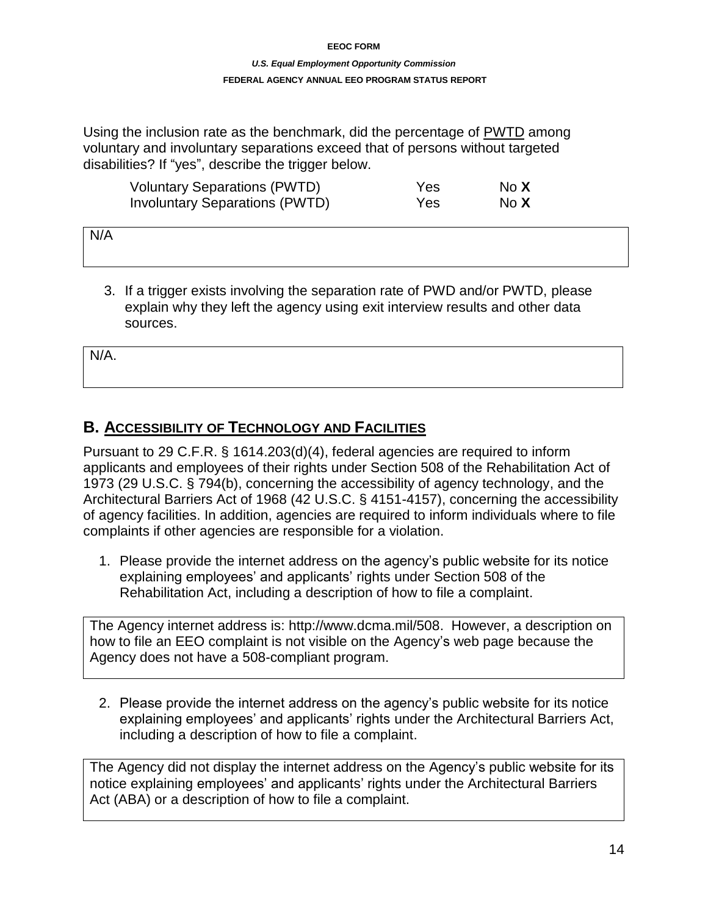Using the inclusion rate as the benchmark, did the percentage of PWTD among voluntary and involuntary separations exceed that of persons without targeted disabilities? If “yes”, describe the trigger below.

| | | |
|---|---|---|
| Voluntary Separations (PWTD) | Yes | No **X** |
| Involuntary Separations (PWTD) | Yes | No **X** |

N/A

3. If a trigger exists involving the separation rate of PWD and/or PWTD, please explain why they left the agency using exit interview results and other data sources.

N/A.

## B. ACCESSIBILITY OF TECHNOLOGY AND FACILITIES

Pursuant to 29 C.F.R. § 1614.203(d)(4), federal agencies are required to inform applicants and employees of their rights under Section 508 of the Rehabilitation Act of 1973 (29 U.S.C. § 794(b), concerning the accessibility of agency technology, and the Architectural Barriers Act of 1968 (42 U.S.C. § 4151-4157), concerning the accessibility of agency facilities. In addition, agencies are required to inform individuals where to file complaints if other agencies are responsible for a violation.

1. Please provide the internet address on the agency’s public website for its notice explaining employees’ and applicants’ rights under Section 508 of the Rehabilitation Act, including a description of how to file a complaint.

The Agency internet address is: http://www.dcma.mil/508. However, a description on how to file an EEO complaint is not visible on the Agency’s web page because the Agency does not have a 508-compliant program.

2. Please provide the internet address on the agency’s public website for its notice explaining employees’ and applicants’ rights under the Architectural Barriers Act, including a description of how to file a complaint.

The Agency did not display the internet address on the Agency’s public website for its notice explaining employees’ and applicants’ rights under the Architectural Barriers Act (ABA) or a description of how to file a complaint.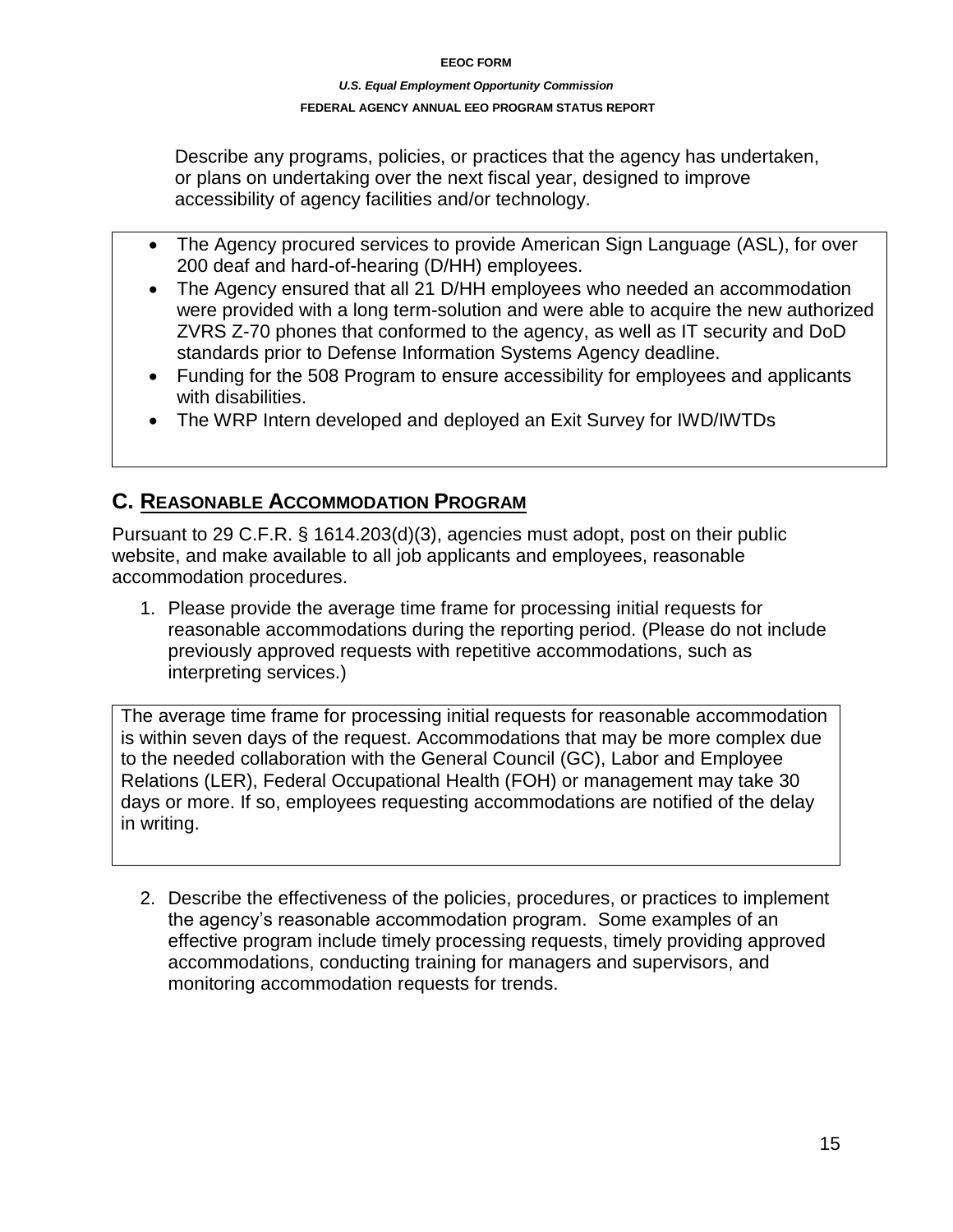Describe any programs, policies, or practices that the agency has undertaken, or plans on undertaking over the next fiscal year, designed to improve accessibility of agency facilities and/or technology.

- The Agency procured services to provide American Sign Language (ASL), for over 200 deaf and hard-of-hearing (D/HH) employees.
- The Agency ensured that all 21 D/HH employees who needed an accommodation were provided with a long term-solution and were able to acquire the new authorized ZVRS Z-70 phones that conformed to the agency, as well as IT security and DoD standards prior to Defense Information Systems Agency deadline.
- Funding for the 508 Program to ensure accessibility for employees and applicants with disabilities.
- The WRP Intern developed and deployed an Exit Survey for IWD/IWTDs

## C. REASONABLE ACCOMMODATION PROGRAM

Pursuant to 29 C.F.R. § 1614.203(d)(3), agencies must adopt, post on their public website, and make available to all job applicants and employees, reasonable accommodation procedures.

1. Please provide the average time frame for processing initial requests for reasonable accommodations during the reporting period. (Please do not include previously approved requests with repetitive accommodations, such as interpreting services.)

The average time frame for processing initial requests for reasonable accommodation is within seven days of the request. Accommodations that may be more complex due to the needed collaboration with the General Council (GC), Labor and Employee Relations (LER), Federal Occupational Health (FOH) or management may take 30 days or more. If so, employees requesting accommodations are notified of the delay in writing.

2. Describe the effectiveness of the policies, procedures, or practices to implement the agency's reasonable accommodation program. Some examples of an effective program include timely processing requests, timely providing approved accommodations, conducting training for managers and supervisors, and monitoring accommodation requests for trends.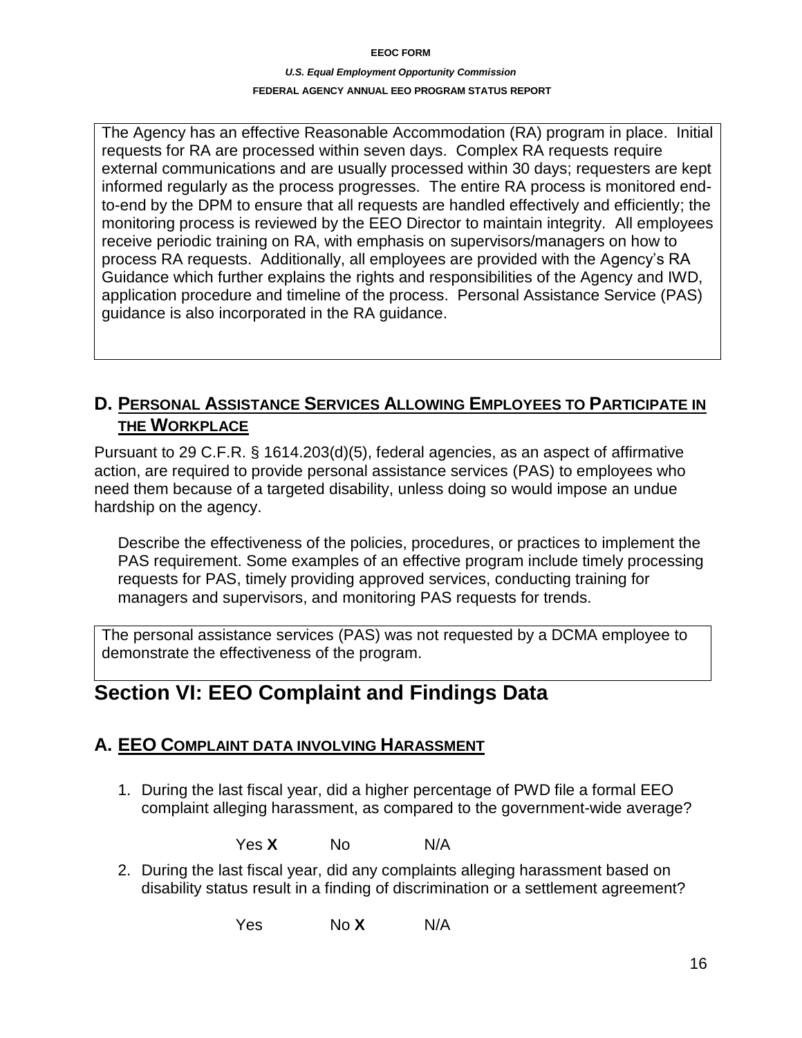The Agency has an effective Reasonable Accommodation (RA) program in place. Initial requests for RA are processed within seven days. Complex RA requests require external communications and are usually processed within 30 days; requesters are kept informed regularly as the process progresses. The entire RA process is monitored end-to-end by the DPM to ensure that all requests are handled effectively and efficiently; the monitoring process is reviewed by the EEO Director to maintain integrity. All employees receive periodic training on RA, with emphasis on supervisors/managers on how to process RA requests. Additionally, all employees are provided with the Agency's RA Guidance which further explains the rights and responsibilities of the Agency and IWD, application procedure and timeline of the process. Personal Assistance Service (PAS) guidance is also incorporated in the RA guidance.

### D. PERSONAL ASSISTANCE SERVICES ALLOWING EMPLOYEES TO PARTICIPATE IN THE WORKPLACE

Pursuant to 29 C.F.R. § 1614.203(d)(5), federal agencies, as an aspect of affirmative action, are required to provide personal assistance services (PAS) to employees who need them because of a targeted disability, unless doing so would impose an undue hardship on the agency.

Describe the effectiveness of the policies, procedures, or practices to implement the PAS requirement. Some examples of an effective program include timely processing requests for PAS, timely providing approved services, conducting training for managers and supervisors, and monitoring PAS requests for trends.

The personal assistance services (PAS) was not requested by a DCMA employee to demonstrate the effectiveness of the program.

## Section VI: EEO Complaint and Findings Data

### A. EEO COMPLAINT DATA INVOLVING HARASSMENT

1. During the last fiscal year, did a higher percentage of PWD file a formal EEO complaint alleging harassment, as compared to the government-wide average?

   Yes **X** No N/A

2. During the last fiscal year, did any complaints alleging harassment based on disability status result in a finding of discrimination or a settlement agreement?

   Yes No **X** N/A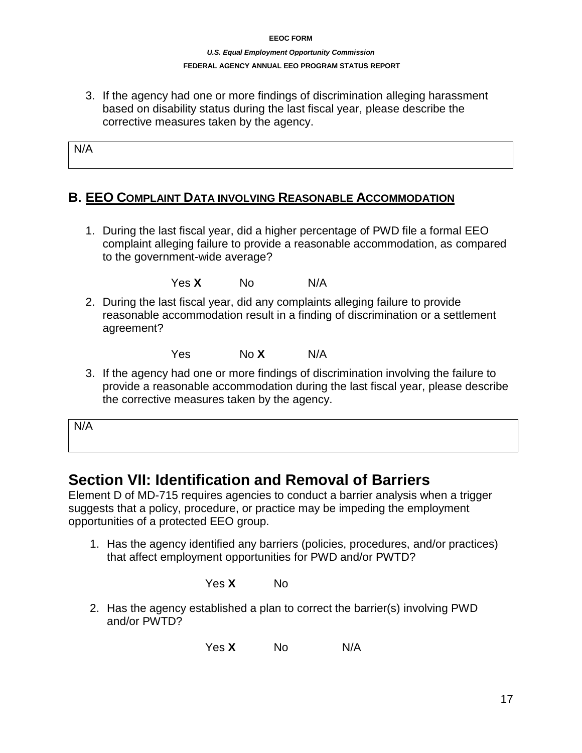3. If the agency had one or more findings of discrimination alleging harassment based on disability status during the last fiscal year, please describe the corrective measures taken by the agency.

| |
|---|
| N/A |

## B. EEO COMPLAINT DATA INVOLVING REASONABLE ACCOMMODATION

1. During the last fiscal year, did a higher percentage of PWD file a formal EEO complaint alleging failure to provide a reasonable accommodation, as compared to the government-wide average?

   Yes **X** No N/A

2. During the last fiscal year, did any complaints alleging failure to provide reasonable accommodation result in a finding of discrimination or a settlement agreement?

   Yes No **X** N/A

3. If the agency had one or more findings of discrimination involving the failure to provide a reasonable accommodation during the last fiscal year, please describe the corrective measures taken by the agency.

| |
|---|
| N/A |

# Section VII: Identification and Removal of Barriers

Element D of MD-715 requires agencies to conduct a barrier analysis when a trigger suggests that a policy, procedure, or practice may be impeding the employment opportunities of a protected EEO group.

1. Has the agency identified any barriers (policies, procedures, and/or practices) that affect employment opportunities for PWD and/or PWTD?

   Yes **X** No

2. Has the agency established a plan to correct the barrier(s) involving PWD and/or PWTD?

   Yes **X** No N/A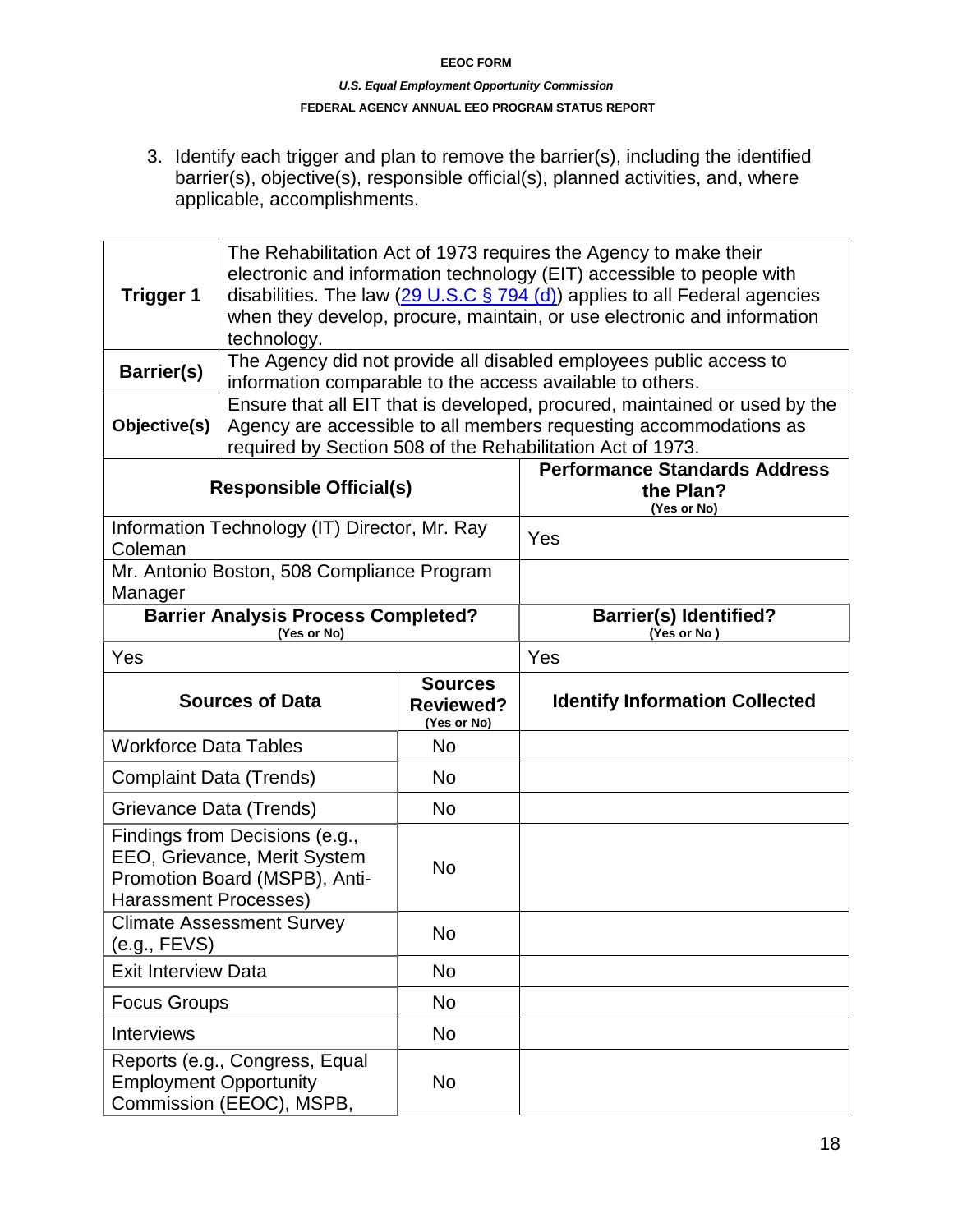3. Identify each trigger and plan to remove the barrier(s), including the identified barrier(s), objective(s), responsible official(s), planned activities, and, where applicable, accomplishments.

| | | | |
|---|---|---|---|
| **Trigger 1** | The Rehabilitation Act of 1973 requires the Agency to make their electronic and information technology (EIT) accessible to people with disabilities. The law (29 U.S.C § 794 (d)) applies to all Federal agencies when they develop, procure, maintain, or use electronic and information technology. | | |
| **Barrier(s)** | The Agency did not provide all disabled employees public access to information comparable to the access available to others. | | |
| **Objective(s)** | Ensure that all EIT that is developed, procured, maintained or used by the Agency are accessible to all members requesting accommodations as required by Section 508 of the Rehabilitation Act of 1973. | | |
| **Responsible Official(s)** | | | **Performance Standards Address the Plan?** (Yes or No) |
| Information Technology (IT) Director, Mr. Ray Coleman | | | Yes |
| Mr. Antonio Boston, 508 Compliance Program Manager | | | |
| **Barrier Analysis Process Completed?** (Yes or No) | | | **Barrier(s) Identified?** (Yes or No ) |
| Yes | | | Yes |
| **Sources of Data** | | **Sources Reviewed?** (Yes or No) | **Identify Information Collected** |
| Workforce Data Tables | | No | |
| Complaint Data (Trends) | | No | |
| Grievance Data (Trends) | | No | |
| Findings from Decisions (e.g., EEO, Grievance, Merit System Promotion Board (MSPB), Anti-Harassment Processes) | | No | |
| Climate Assessment Survey (e.g., FEVS) | | No | |
| Exit Interview Data | | No | |
| Focus Groups | | No | |
| Interviews | | No | |
| Reports (e.g., Congress, Equal Employment Opportunity Commission (EEOC), MSPB, | | No | |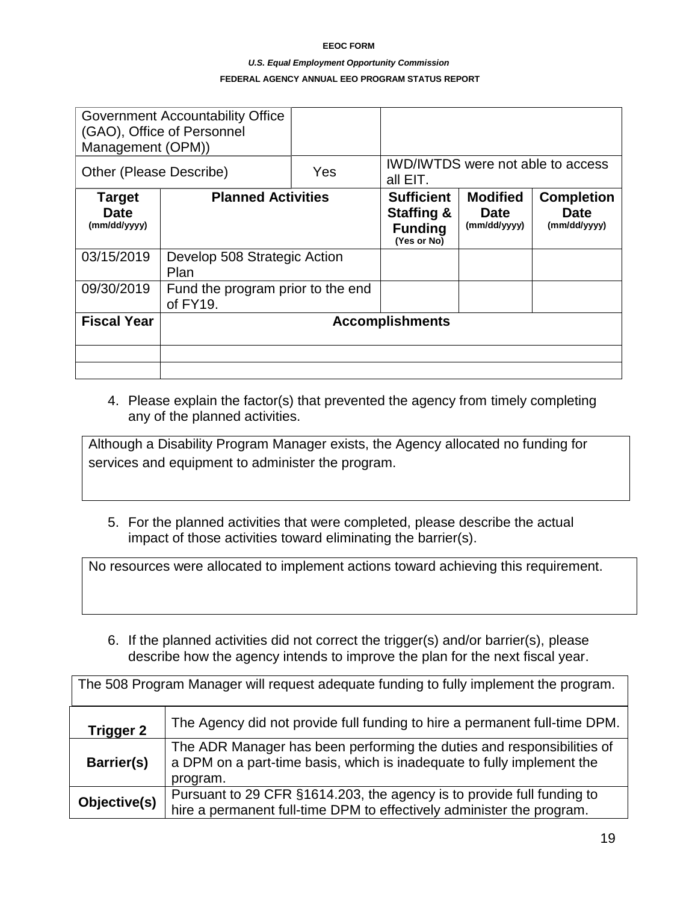| | | |
|---|---|---|
| Government Accountability Office (GAO), Office of Personnel Management (OPM)) | | |
| Other (Please Describe) | Yes | IWD/IWTDS were not able to access all EIT. |

| Target Date (mm/dd/yyyy) | Planned Activities | Sufficient Staffing & Funding (Yes or No) | Modified Date (mm/dd/yyyy) | Completion Date (mm/dd/yyyy) |
|---|---|---|---|---|
| 03/15/2019 | Develop 508 Strategic Action Plan | | | |
| 09/30/2019 | Fund the program prior to the end of FY19. | | | |

| Fiscal Year | Accomplishments |
|---|---|
| | |
| | |

4. Please explain the factor(s) that prevented the agency from timely completing any of the planned activities.

Although a Disability Program Manager exists, the Agency allocated no funding for services and equipment to administer the program.

5. For the planned activities that were completed, please describe the actual impact of those activities toward eliminating the barrier(s).

No resources were allocated to implement actions toward achieving this requirement.

6. If the planned activities did not correct the trigger(s) and/or barrier(s), please describe how the agency intends to improve the plan for the next fiscal year.

The 508 Program Manager will request adequate funding to fully implement the program.

| | |
|---|---|
| **Trigger 2** | The Agency did not provide full funding to hire a permanent full-time DPM. |
| **Barrier(s)** | The ADR Manager has been performing the duties and responsibilities of a DPM on a part-time basis, which is inadequate to fully implement the program. |
| **Objective(s)** | Pursuant to 29 CFR §1614.203, the agency is to provide full funding to hire a permanent full-time DPM to effectively administer the program. |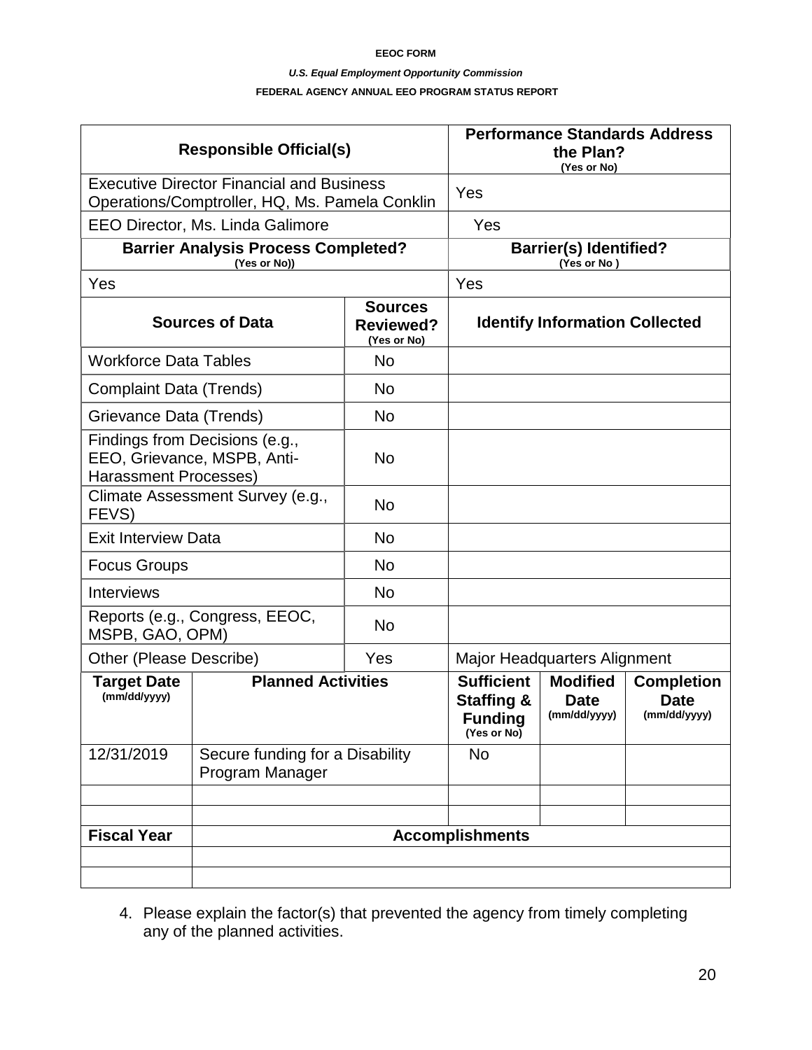EEOC FORM

*U.S. Equal Employment Opportunity Commission*

FEDERAL AGENCY ANNUAL EEO PROGRAM STATUS REPORT

| Responsible Official(s) | Performance Standards Address the Plan? (Yes or No) |
|---|---|
| Executive Director Financial and Business Operations/Comptroller, HQ, Ms. Pamela Conklin | Yes |
| EEO Director, Ms. Linda Galimore | Yes |

| Barrier Analysis Process Completed? (Yes or No)) | Barrier(s) Identified? (Yes or No ) |
|---|---|
| Yes | Yes |

| Sources of Data | Sources Reviewed? (Yes or No) | Identify Information Collected |
|---|---|---|
| Workforce Data Tables | No | |
| Complaint Data (Trends) | No | |
| Grievance Data (Trends) | No | |
| Findings from Decisions (e.g., EEO, Grievance, MSPB, Anti-Harassment Processes) | No | |
| Climate Assessment Survey (e.g., FEVS) | No | |
| Exit Interview Data | No | |
| Focus Groups | No | |
| Interviews | No | |
| Reports (e.g., Congress, EEOC, MSPB, GAO, OPM) | No | |
| Other (Please Describe) | Yes | Major Headquarters Alignment |

| Target Date (mm/dd/yyyy) | Planned Activities | Sufficient Staffing & Funding (Yes or No) | Modified Date (mm/dd/yyyy) | Completion Date (mm/dd/yyyy) |
|---|---|---|---|---|
| 12/31/2019 | Secure funding for a Disability Program Manager | No | | |
| | | | | |
| | | | | |

| Fiscal Year | Accomplishments |
|---|---|
| | |
| | |

4. Please explain the factor(s) that prevented the agency from timely completing any of the planned activities.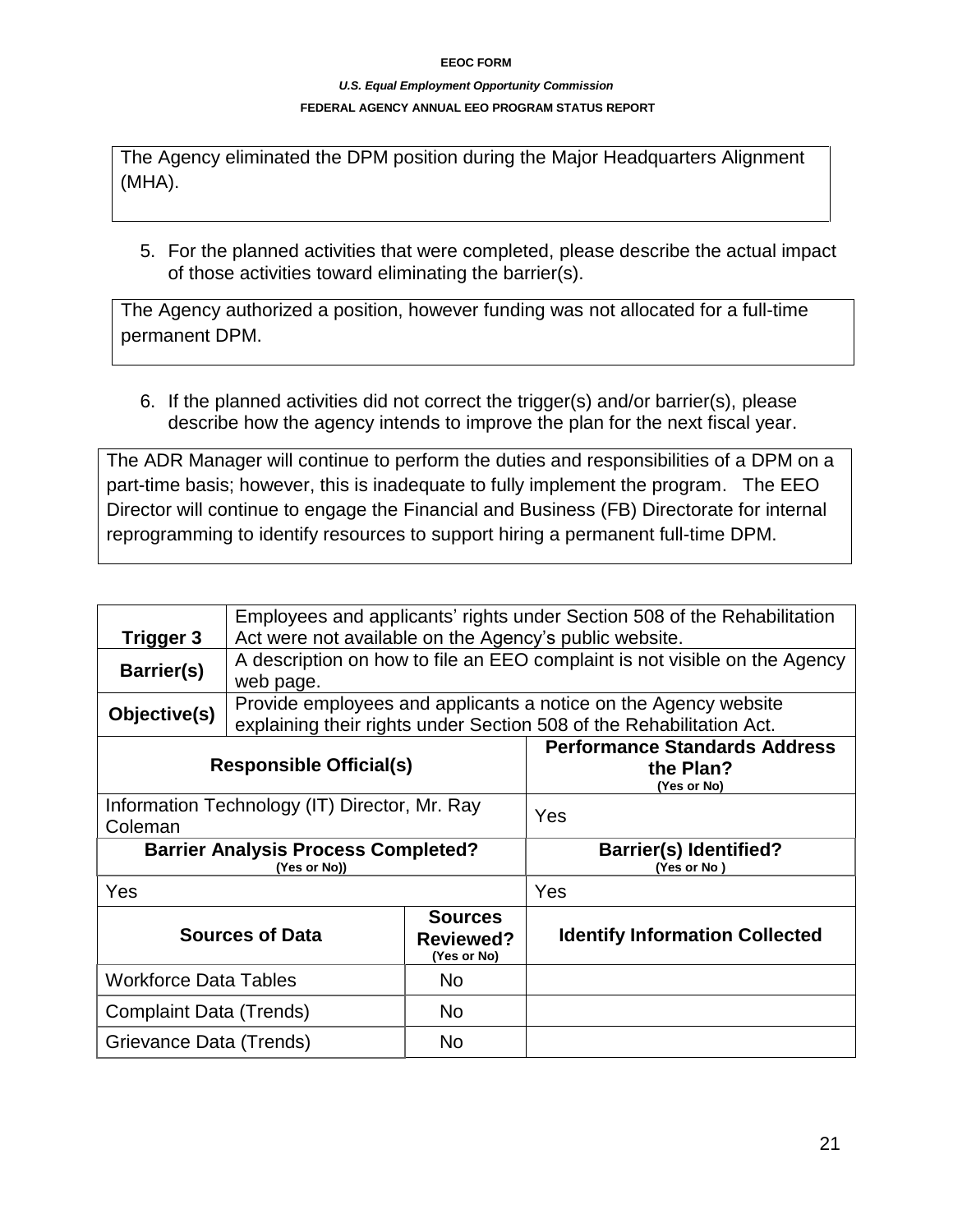The Agency eliminated the DPM position during the Major Headquarters Alignment (MHA).

5. For the planned activities that were completed, please describe the actual impact of those activities toward eliminating the barrier(s).

The Agency authorized a position, however funding was not allocated for a full-time permanent DPM.

6. If the planned activities did not correct the trigger(s) and/or barrier(s), please describe how the agency intends to improve the plan for the next fiscal year.

The ADR Manager will continue to perform the duties and responsibilities of a DPM on a part-time basis; however, this is inadequate to fully implement the program. The EEO Director will continue to engage the Financial and Business (FB) Directorate for internal reprogramming to identify resources to support hiring a permanent full-time DPM.

| | | | |
|---|---|---|---|
| **Trigger 3** | Employees and applicants' rights under Section 508 of the Rehabilitation Act were not available on the Agency's public website. | | |
| **Barrier(s)** | A description on how to file an EEO complaint is not visible on the Agency web page. | | |
| **Objective(s)** | Provide employees and applicants a notice on the Agency website explaining their rights under Section 508 of the Rehabilitation Act. | | |
| **Responsible Official(s)** | | | **Performance Standards Address the Plan?** (Yes or No) |
| Information Technology (IT) Director, Mr. Ray Coleman | | | Yes |
| **Barrier Analysis Process Completed?** (Yes or No)) | | | **Barrier(s) Identified?** (Yes or No ) |
| Yes | | | Yes |
| **Sources of Data** | | **Sources Reviewed?** (Yes or No) | **Identify Information Collected** |
| Workforce Data Tables | | No | |
| Complaint Data (Trends) | | No | |
| Grievance Data (Trends) | | No | |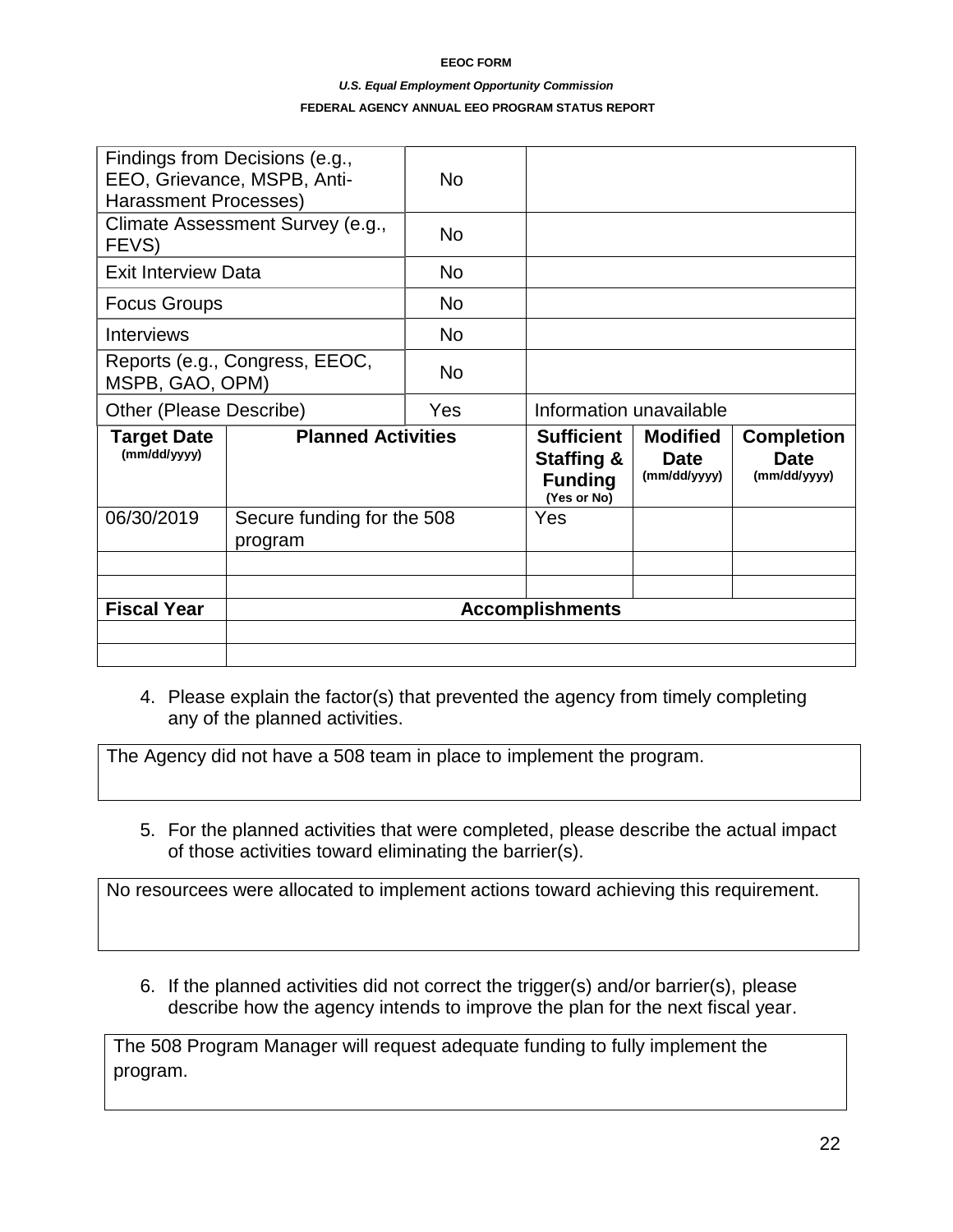| | | |
|---|---|---|
| Findings from Decisions (e.g., EEO, Grievance, MSPB, Anti-Harassment Processes) | No | |
| Climate Assessment Survey (e.g., FEVS) | No | |
| Exit Interview Data | No | |
| Focus Groups | No | |
| Interviews | No | |
| Reports (e.g., Congress, EEOC, MSPB, GAO, OPM) | No | |
| Other (Please Describe) | Yes | Information unavailable |

| Target Date (mm/dd/yyyy) | Planned Activities | Sufficient Staffing & Funding (Yes or No) | Modified Date (mm/dd/yyyy) | Completion Date (mm/dd/yyyy) |
|---|---|---|---|---|
| 06/30/2019 | Secure funding for the 508 program | Yes | | |
| | | | | |
| | | | | |

| Fiscal Year | Accomplishments |
|---|---|
| | |
| | |

4. Please explain the factor(s) that prevented the agency from timely completing any of the planned activities.

The Agency did not have a 508 team in place to implement the program.

5. For the planned activities that were completed, please describe the actual impact of those activities toward eliminating the barrier(s).

No resourcees were allocated to implement actions toward achieving this requirement.

6. If the planned activities did not correct the trigger(s) and/or barrier(s), please describe how the agency intends to improve the plan for the next fiscal year.

The 508 Program Manager will request adequate funding to fully implement the program.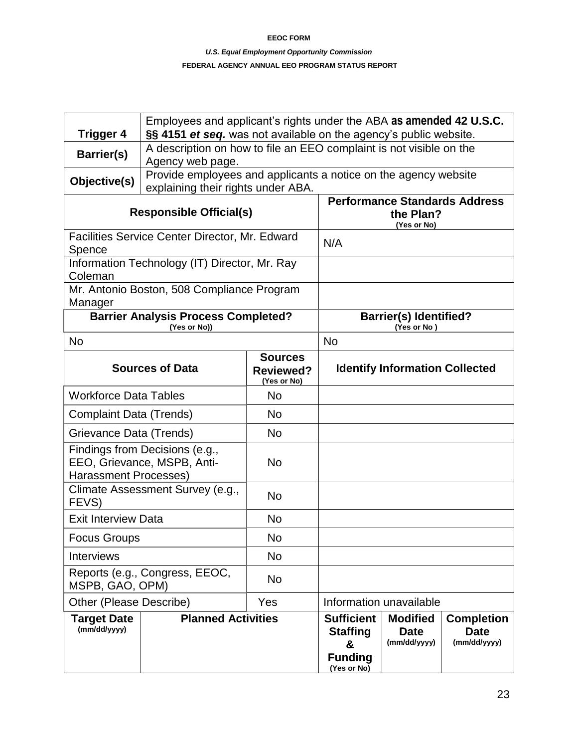EEOC FORM

*U.S. Equal Employment Opportunity Commission*

FEDERAL AGENCY ANNUAL EEO PROGRAM STATUS REPORT

| | | | | |
|---|---|---|---|---|
| **Trigger 4** | Employees and applicant's rights under the ABA **as amended 42 U.S.C. §§ 4151 *et seq.*** was not available on the agency's public website. | | | |
| **Barrier(s)** | A description on how to file an EEO complaint is not visible on the Agency web page. | | | |
| **Objective(s)** | Provide employees and applicants a notice on the agency website explaining their rights under ABA. | | | |

| **Responsible Official(s)** | **Performance Standards Address the Plan?** (Yes or No) |
|---|---|
| Facilities Service Center Director, Mr. Edward Spence | N/A |
| Information Technology (IT) Director, Mr. Ray Coleman | |
| Mr. Antonio Boston, 508 Compliance Program Manager | |

| **Barrier Analysis Process Completed?** (Yes or No)) | **Barrier(s) Identified?** (Yes or No ) |
|---|---|
| No | No |

| **Sources of Data** | **Sources Reviewed?** (Yes or No) | **Identify Information Collected** |
|---|---|---|
| Workforce Data Tables | No | |
| Complaint Data (Trends) | No | |
| Grievance Data (Trends) | No | |
| Findings from Decisions (e.g., EEO, Grievance, MSPB, Anti-Harassment Processes) | No | |
| Climate Assessment Survey (e.g., FEVS) | No | |
| Exit Interview Data | No | |
| Focus Groups | No | |
| Interviews | No | |
| Reports (e.g., Congress, EEOC, MSPB, GAO, OPM) | No | |
| Other (Please Describe) | Yes | Information unavailable |

| **Target Date** (mm/dd/yyyy) | **Planned Activities** | **Sufficient Staffing & Funding** (Yes or No) | **Modified Date** (mm/dd/yyyy) | **Completion Date** (mm/dd/yyyy) |
|---|---|---|---|---|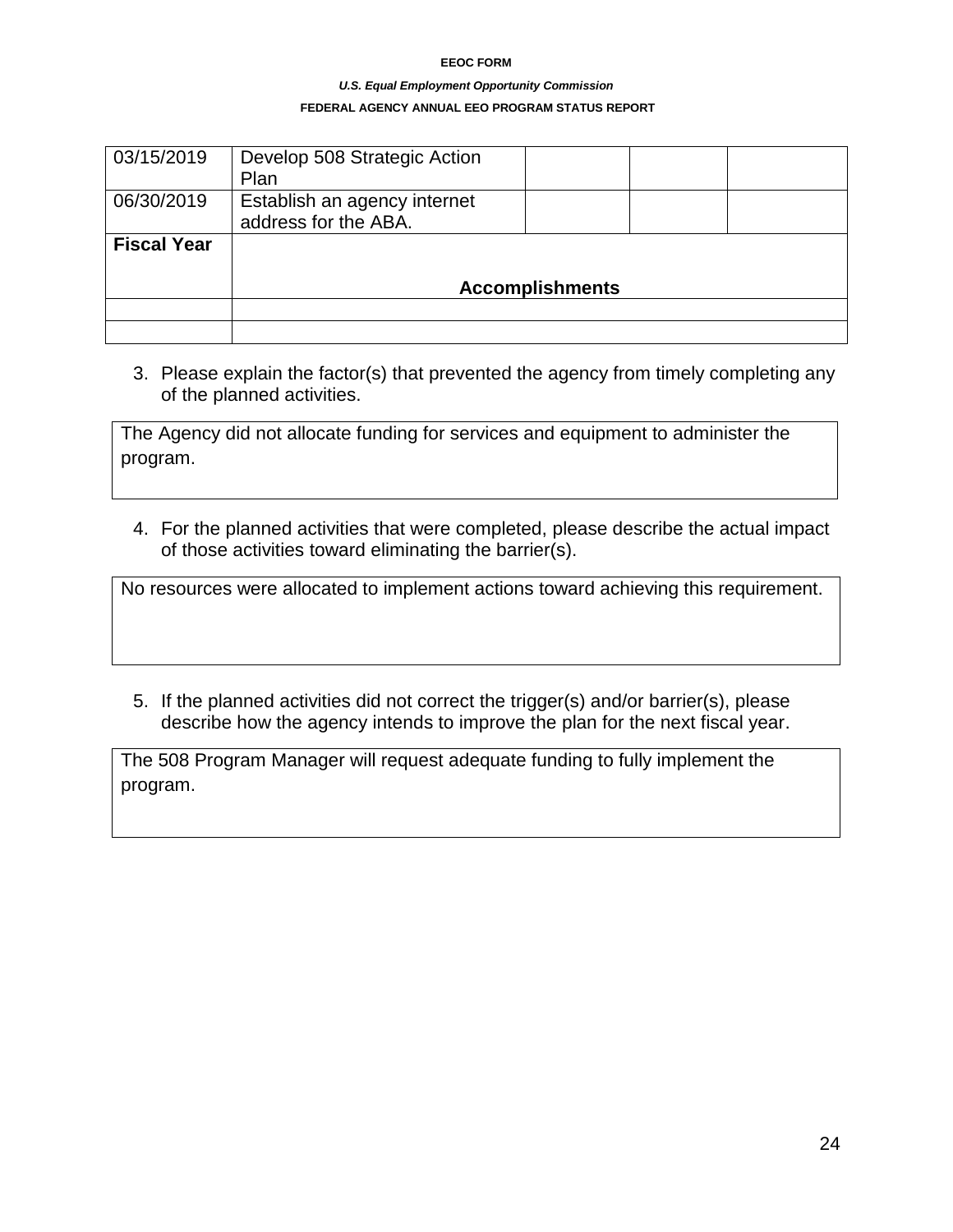| | | | | |
|---|---|---|---|---|
| 03/15/2019 | Develop 508 Strategic Action Plan | | | |
| 06/30/2019 | Establish an agency internet address for the ABA. | | | |

| **Fiscal Year** | **Accomplishments** |
|---|---|
| | |
| | |

3. Please explain the factor(s) that prevented the agency from timely completing any of the planned activities.

The Agency did not allocate funding for services and equipment to administer the program.

4. For the planned activities that were completed, please describe the actual impact of those activities toward eliminating the barrier(s).

No resources were allocated to implement actions toward achieving this requirement.

5. If the planned activities did not correct the trigger(s) and/or barrier(s), please describe how the agency intends to improve the plan for the next fiscal year.

The 508 Program Manager will request adequate funding to fully implement the program.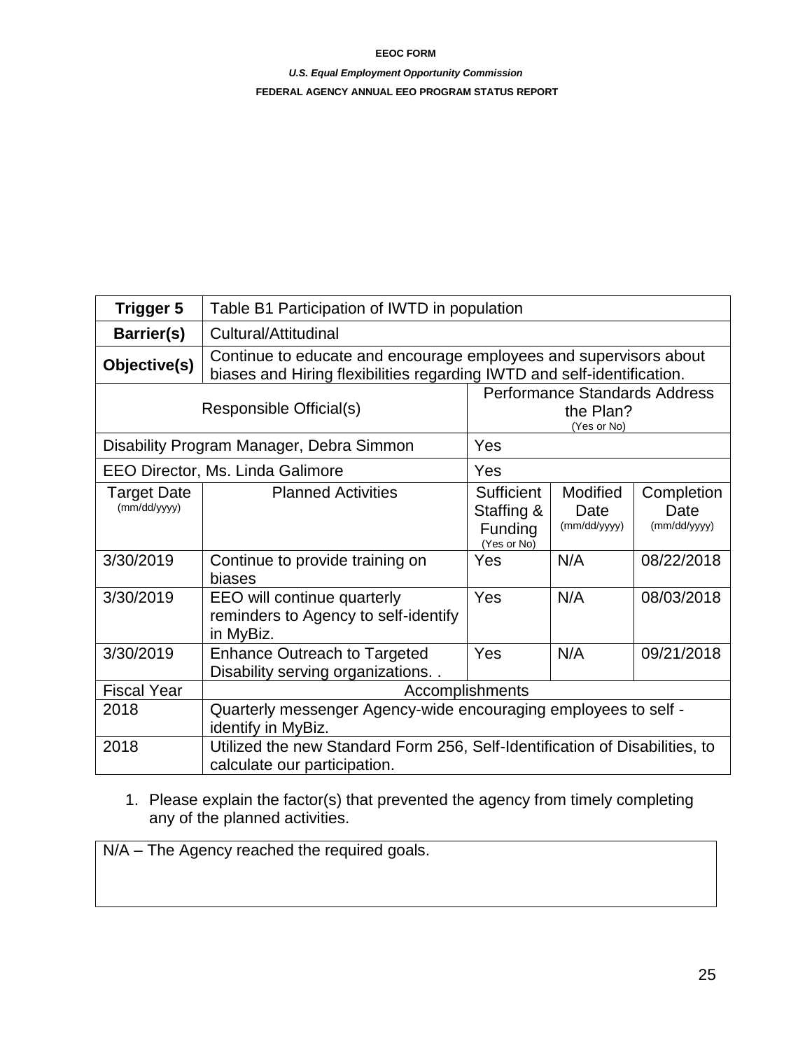| | | | | |
|---|---|---|---|---|
| **Trigger 5** | Table B1 Participation of IWTD in population | | | |
| **Barrier(s)** | Cultural/Attitudinal | | | |
| **Objective(s)** | Continue to educate and encourage employees and supervisors about biases and Hiring flexibilities regarding IWTD and self-identification. | | | |
| Responsible Official(s) | | Performance Standards Address the Plan? (Yes or No) | | |
| Disability Program Manager, Debra Simmon | | Yes | | |
| EEO Director, Ms. Linda Galimore | | Yes | | |
| Target Date (mm/dd/yyyy) | Planned Activities | Sufficient Staffing & Funding (Yes or No) | Modified Date (mm/dd/yyyy) | Completion Date (mm/dd/yyyy) |
| 3/30/2019 | Continue to provide training on biases | Yes | N/A | 08/22/2018 |
| 3/30/2019 | EEO will continue quarterly reminders to Agency to self-identify in MyBiz. | Yes | N/A | 08/03/2018 |
| 3/30/2019 | Enhance Outreach to Targeted Disability serving organizations. . | Yes | N/A | 09/21/2018 |
| Fiscal Year | Accomplishments | | | |
| 2018 | Quarterly messenger Agency-wide encouraging employees to self - identify in MyBiz. | | | |
| 2018 | Utilized the new Standard Form 256, Self-Identification of Disabilities, to calculate our participation. | | | |

1. Please explain the factor(s) that prevented the agency from timely completing any of the planned activities.

N/A – The Agency reached the required goals.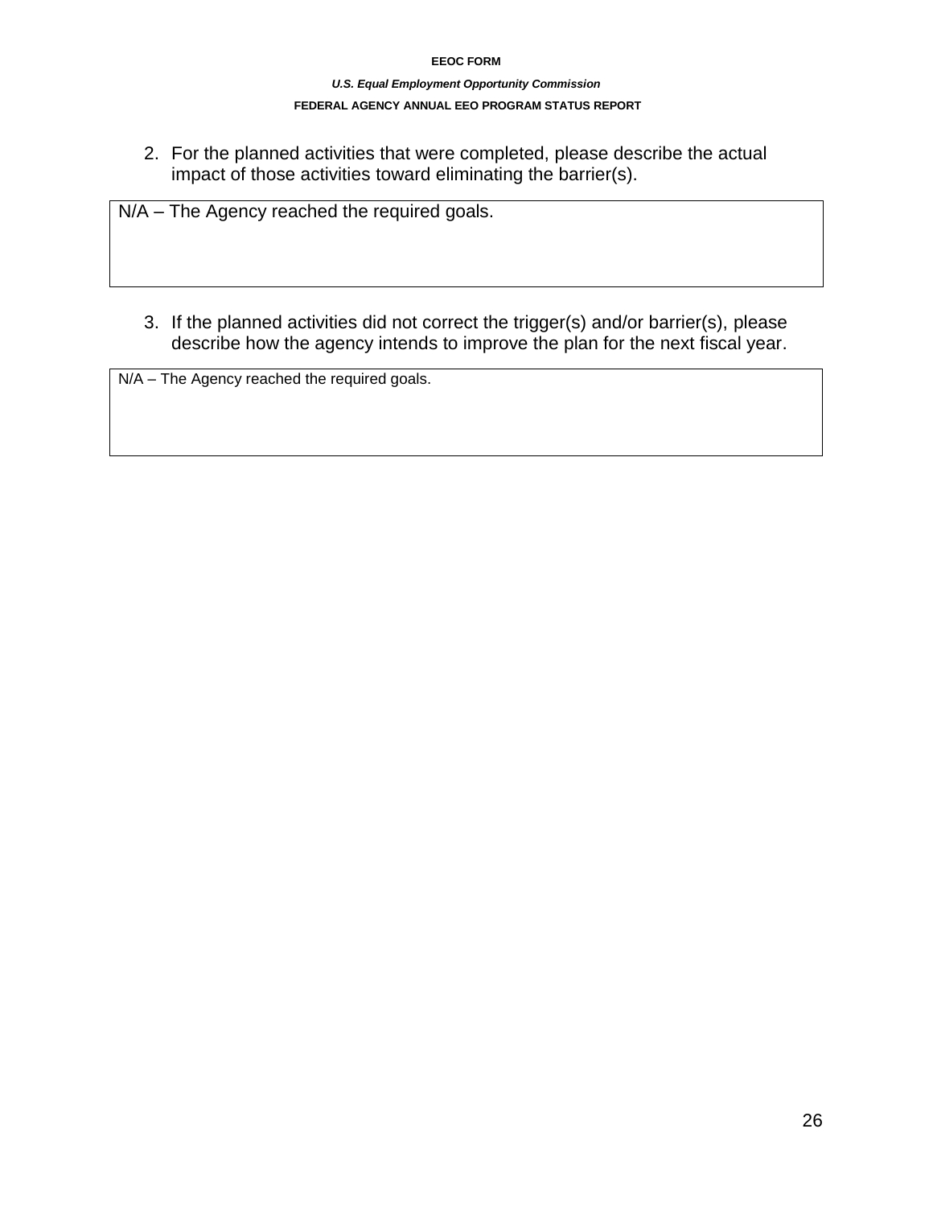2. For the planned activities that were completed, please describe the actual impact of those activities toward eliminating the barrier(s).

| |
|---|
| N/A – The Agency reached the required goals. |

3. If the planned activities did not correct the trigger(s) and/or barrier(s), please describe how the agency intends to improve the plan for the next fiscal year.

| |
|---|
| N/A – The Agency reached the required goals. |